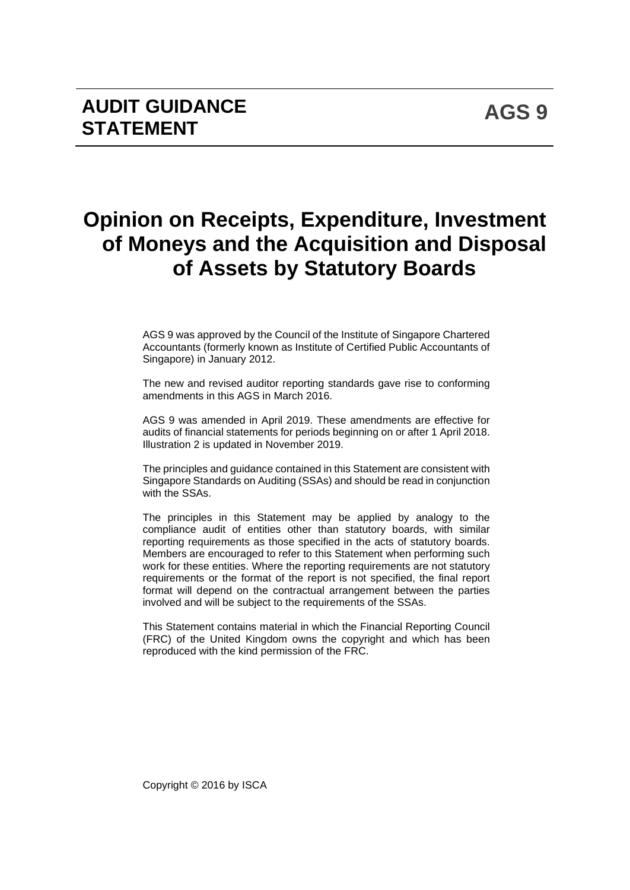# AUDIT GUIDANCE STATEMENT

# AGS 9

# Opinion on Receipts, Expenditure, Investment of Moneys and the Acquisition and Disposal of Assets by Statutory Boards

AGS 9 was approved by the Council of the Institute of Singapore Chartered Accountants (formerly known as Institute of Certified Public Accountants of Singapore) in January 2012.

The new and revised auditor reporting standards gave rise to conforming amendments in this AGS in March 2016.

AGS 9 was amended in April 2019. These amendments are effective for audits of financial statements for periods beginning on or after 1 April 2018. Illustration 2 is updated in November 2019.

The principles and guidance contained in this Statement are consistent with Singapore Standards on Auditing (SSAs) and should be read in conjunction with the SSAs.

The principles in this Statement may be applied by analogy to the compliance audit of entities other than statutory boards, with similar reporting requirements as those specified in the acts of statutory boards. Members are encouraged to refer to this Statement when performing such work for these entities. Where the reporting requirements are not statutory requirements or the format of the report is not specified, the final report format will depend on the contractual arrangement between the parties involved and will be subject to the requirements of the SSAs.

This Statement contains material in which the Financial Reporting Council (FRC) of the United Kingdom owns the copyright and which has been reproduced with the kind permission of the FRC.

Copyright © 2016 by ISCA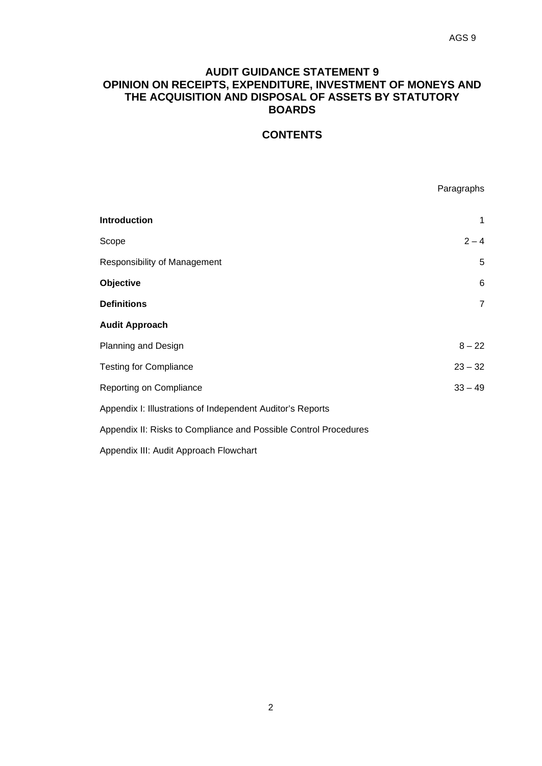# AUDIT GUIDANCE STATEMENT 9
# OPINION ON RECEIPTS, EXPENDITURE, INVESTMENT OF MONEYS AND THE ACQUISITION AND DISPOSAL OF ASSETS BY STATUTORY BOARDS

## CONTENTS

| | Paragraphs |
|---|---|
| **Introduction** | 1 |
| Scope | 2 – 4 |
| Responsibility of Management | 5 |
| **Objective** | 6 |
| **Definitions** | 7 |
| **Audit Approach** | |
| Planning and Design | 8 – 22 |
| Testing for Compliance | 23 – 32 |
| Reporting on Compliance | 33 – 49 |
| Appendix I: Illustrations of Independent Auditor's Reports | |
| Appendix II: Risks to Compliance and Possible Control Procedures | |
| Appendix III: Audit Approach Flowchart | |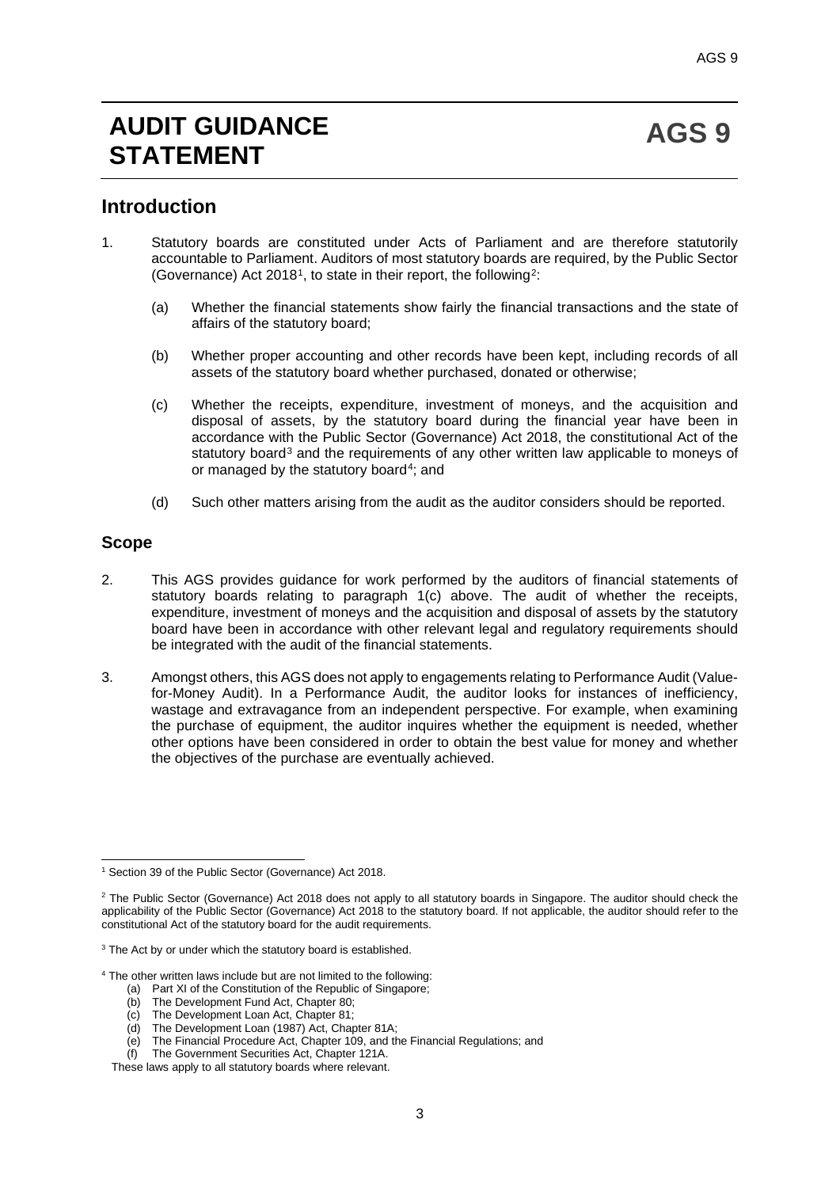# AUDIT GUIDANCE STATEMENT

# AGS 9

## Introduction

1. Statutory boards are constituted under Acts of Parliament and are therefore statutorily accountable to Parliament. Auditors of most statutory boards are required, by the Public Sector (Governance) Act 2018[1], to state in their report, the following[2]:

   (a) Whether the financial statements show fairly the financial transactions and the state of affairs of the statutory board;

   (b) Whether proper accounting and other records have been kept, including records of all assets of the statutory board whether purchased, donated or otherwise;

   (c) Whether the receipts, expenditure, investment of moneys, and the acquisition and disposal of assets, by the statutory board during the financial year have been in accordance with the Public Sector (Governance) Act 2018, the constitutional Act of the statutory board[3] and the requirements of any other written law applicable to moneys of or managed by the statutory board[4]; and

   (d) Such other matters arising from the audit as the auditor considers should be reported.

## Scope

2. This AGS provides guidance for work performed by the auditors of financial statements of statutory boards relating to paragraph 1(c) above. The audit of whether the receipts, expenditure, investment of moneys and the acquisition and disposal of assets by the statutory board have been in accordance with other relevant legal and regulatory requirements should be integrated with the audit of the financial statements.

3. Amongst others, this AGS does not apply to engagements relating to Performance Audit (Value-for-Money Audit). In a Performance Audit, the auditor looks for instances of inefficiency, wastage and extravagance from an independent perspective. For example, when examining the purchase of equipment, the auditor inquires whether the equipment is needed, whether other options have been considered in order to obtain the best value for money and whether the objectives of the purchase are eventually achieved.

---

[1] Section 39 of the Public Sector (Governance) Act 2018.

[2] The Public Sector (Governance) Act 2018 does not apply to all statutory boards in Singapore. The auditor should check the applicability of the Public Sector (Governance) Act 2018 to the statutory board. If not applicable, the auditor should refer to the constitutional Act of the statutory board for the audit requirements.

[3] The Act by or under which the statutory board is established.

[4] The other written laws include but are not limited to the following:
   (a) Part XI of the Constitution of the Republic of Singapore;
   (b) The Development Fund Act, Chapter 80;
   (c) The Development Loan Act, Chapter 81;
   (d) The Development Loan (1987) Act, Chapter 81A;
   (e) The Financial Procedure Act, Chapter 109, and the Financial Regulations; and
   (f) The Government Securities Act, Chapter 121A.

These laws apply to all statutory boards where relevant.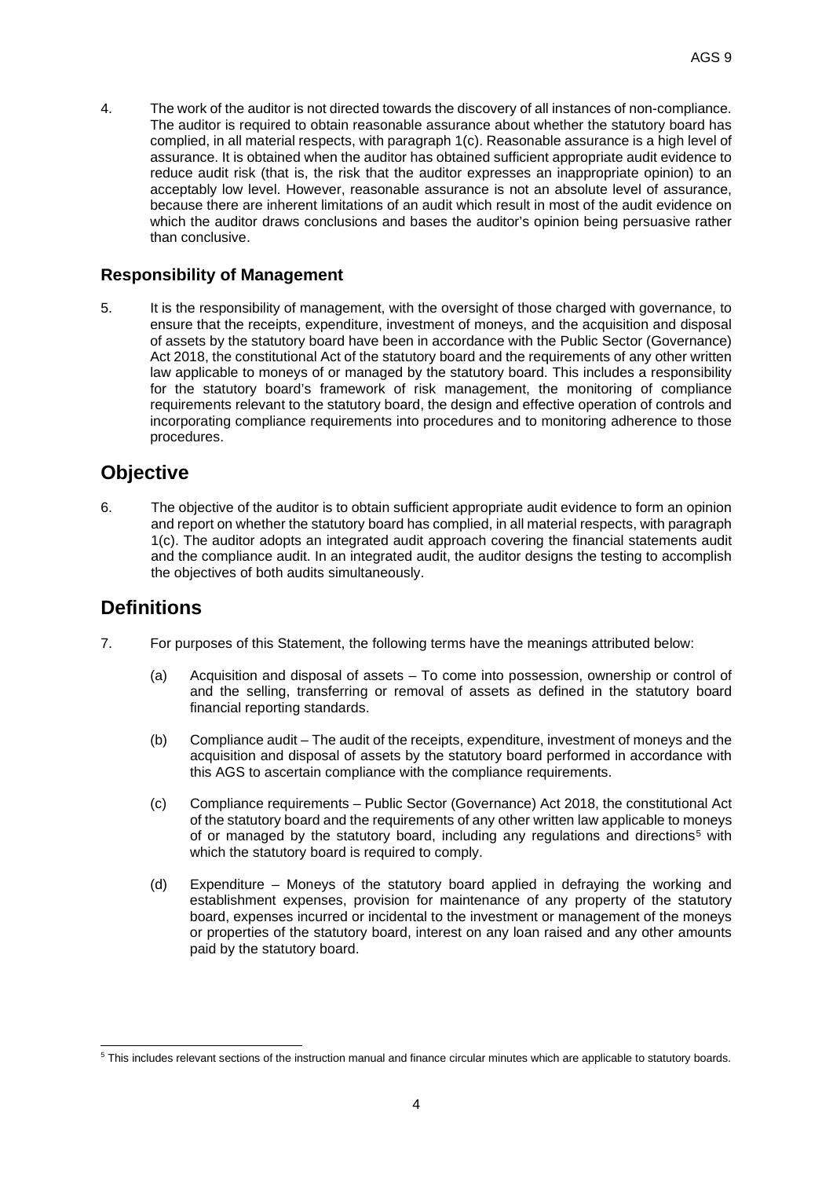4. The work of the auditor is not directed towards the discovery of all instances of non-compliance. The auditor is required to obtain reasonable assurance about whether the statutory board has complied, in all material respects, with paragraph 1(c). Reasonable assurance is a high level of assurance. It is obtained when the auditor has obtained sufficient appropriate audit evidence to reduce audit risk (that is, the risk that the auditor expresses an inappropriate opinion) to an acceptably low level. However, reasonable assurance is not an absolute level of assurance, because there are inherent limitations of an audit which result in most of the audit evidence on which the auditor draws conclusions and bases the auditor's opinion being persuasive rather than conclusive.

### Responsibility of Management

5. It is the responsibility of management, with the oversight of those charged with governance, to ensure that the receipts, expenditure, investment of moneys, and the acquisition and disposal of assets by the statutory board have been in accordance with the Public Sector (Governance) Act 2018, the constitutional Act of the statutory board and the requirements of any other written law applicable to moneys of or managed by the statutory board. This includes a responsibility for the statutory board's framework of risk management, the monitoring of compliance requirements relevant to the statutory board, the design and effective operation of controls and incorporating compliance requirements into procedures and to monitoring adherence to those procedures.

## Objective

6. The objective of the auditor is to obtain sufficient appropriate audit evidence to form an opinion and report on whether the statutory board has complied, in all material respects, with paragraph 1(c). The auditor adopts an integrated audit approach covering the financial statements audit and the compliance audit. In an integrated audit, the auditor designs the testing to accomplish the objectives of both audits simultaneously.

## Definitions

7. For purposes of this Statement, the following terms have the meanings attributed below:

   (a) Acquisition and disposal of assets – To come into possession, ownership or control of and the selling, transferring or removal of assets as defined in the statutory board financial reporting standards.

   (b) Compliance audit – The audit of the receipts, expenditure, investment of moneys and the acquisition and disposal of assets by the statutory board performed in accordance with this AGS to ascertain compliance with the compliance requirements.

   (c) Compliance requirements – Public Sector (Governance) Act 2018, the constitutional Act of the statutory board and the requirements of any other written law applicable to moneys of or managed by the statutory board, including any regulations and directions[5] with which the statutory board is required to comply.

   (d) Expenditure – Moneys of the statutory board applied in defraying the working and establishment expenses, provision for maintenance of any property of the statutory board, expenses incurred or incidental to the investment or management of the moneys or properties of the statutory board, interest on any loan raised and any other amounts paid by the statutory board.

[5] This includes relevant sections of the instruction manual and finance circular minutes which are applicable to statutory boards.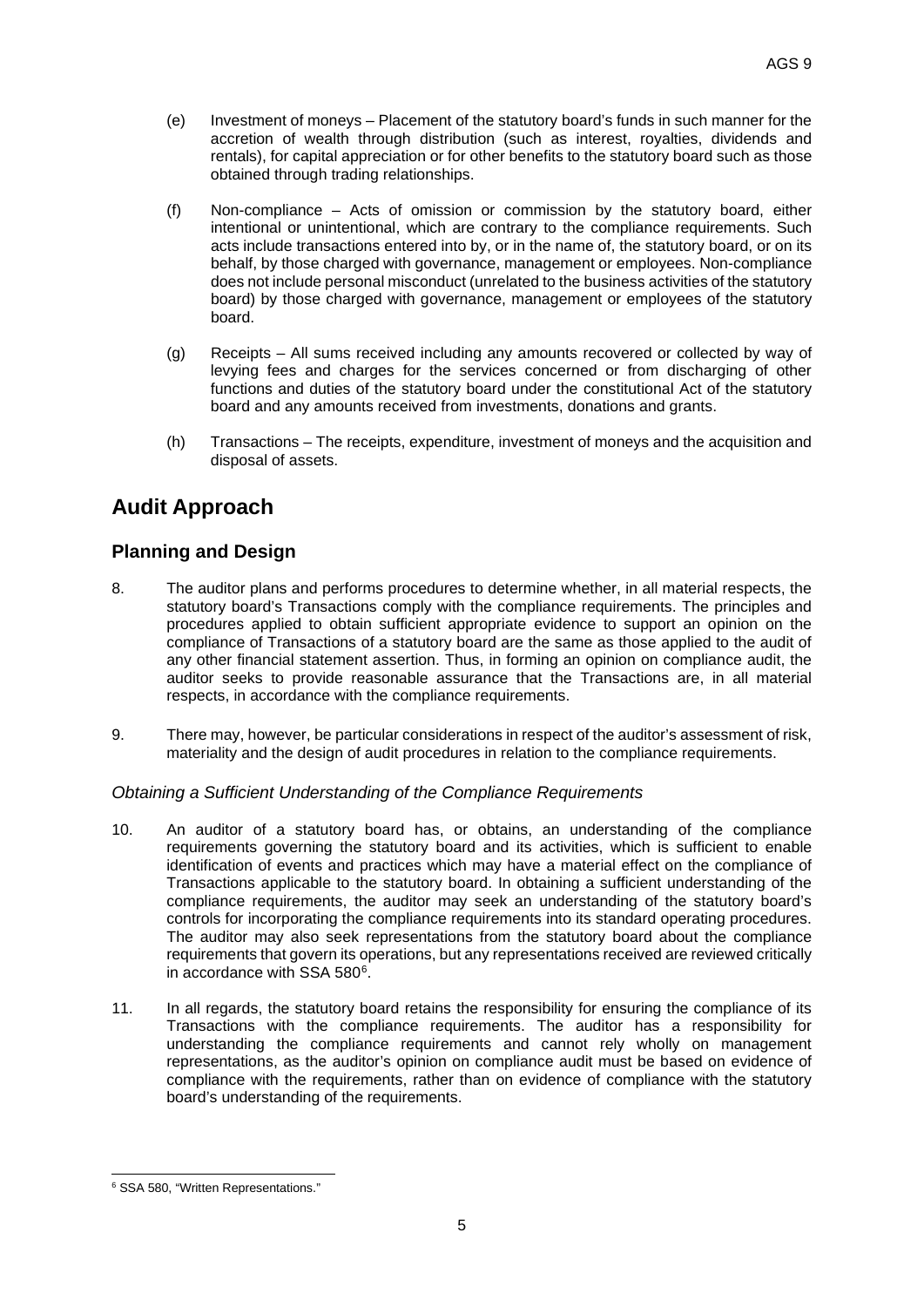(e) Investment of moneys – Placement of the statutory board's funds in such manner for the accretion of wealth through distribution (such as interest, royalties, dividends and rentals), for capital appreciation or for other benefits to the statutory board such as those obtained through trading relationships.

(f) Non-compliance – Acts of omission or commission by the statutory board, either intentional or unintentional, which are contrary to the compliance requirements. Such acts include transactions entered into by, or in the name of, the statutory board, or on its behalf, by those charged with governance, management or employees. Non-compliance does not include personal misconduct (unrelated to the business activities of the statutory board) by those charged with governance, management or employees of the statutory board.

(g) Receipts – All sums received including any amounts recovered or collected by way of levying fees and charges for the services concerned or from discharging of other functions and duties of the statutory board under the constitutional Act of the statutory board and any amounts received from investments, donations and grants.

(h) Transactions – The receipts, expenditure, investment of moneys and the acquisition and disposal of assets.

# Audit Approach

## Planning and Design

8. The auditor plans and performs procedures to determine whether, in all material respects, the statutory board's Transactions comply with the compliance requirements. The principles and procedures applied to obtain sufficient appropriate evidence to support an opinion on the compliance of Transactions of a statutory board are the same as those applied to the audit of any other financial statement assertion. Thus, in forming an opinion on compliance audit, the auditor seeks to provide reasonable assurance that the Transactions are, in all material respects, in accordance with the compliance requirements.

9. There may, however, be particular considerations in respect of the auditor's assessment of risk, materiality and the design of audit procedures in relation to the compliance requirements.

### *Obtaining a Sufficient Understanding of the Compliance Requirements*

10. An auditor of a statutory board has, or obtains, an understanding of the compliance requirements governing the statutory board and its activities, which is sufficient to enable identification of events and practices which may have a material effect on the compliance of Transactions applicable to the statutory board. In obtaining a sufficient understanding of the compliance requirements, the auditor may seek an understanding of the statutory board's controls for incorporating the compliance requirements into its standard operating procedures. The auditor may also seek representations from the statutory board about the compliance requirements that govern its operations, but any representations received are reviewed critically in accordance with SSA 580[6].

11. In all regards, the statutory board retains the responsibility for ensuring the compliance of its Transactions with the compliance requirements. The auditor has a responsibility for understanding the compliance requirements and cannot rely wholly on management representations, as the auditor's opinion on compliance audit must be based on evidence of compliance with the requirements, rather than on evidence of compliance with the statutory board's understanding of the requirements.

[6] SSA 580, "Written Representations."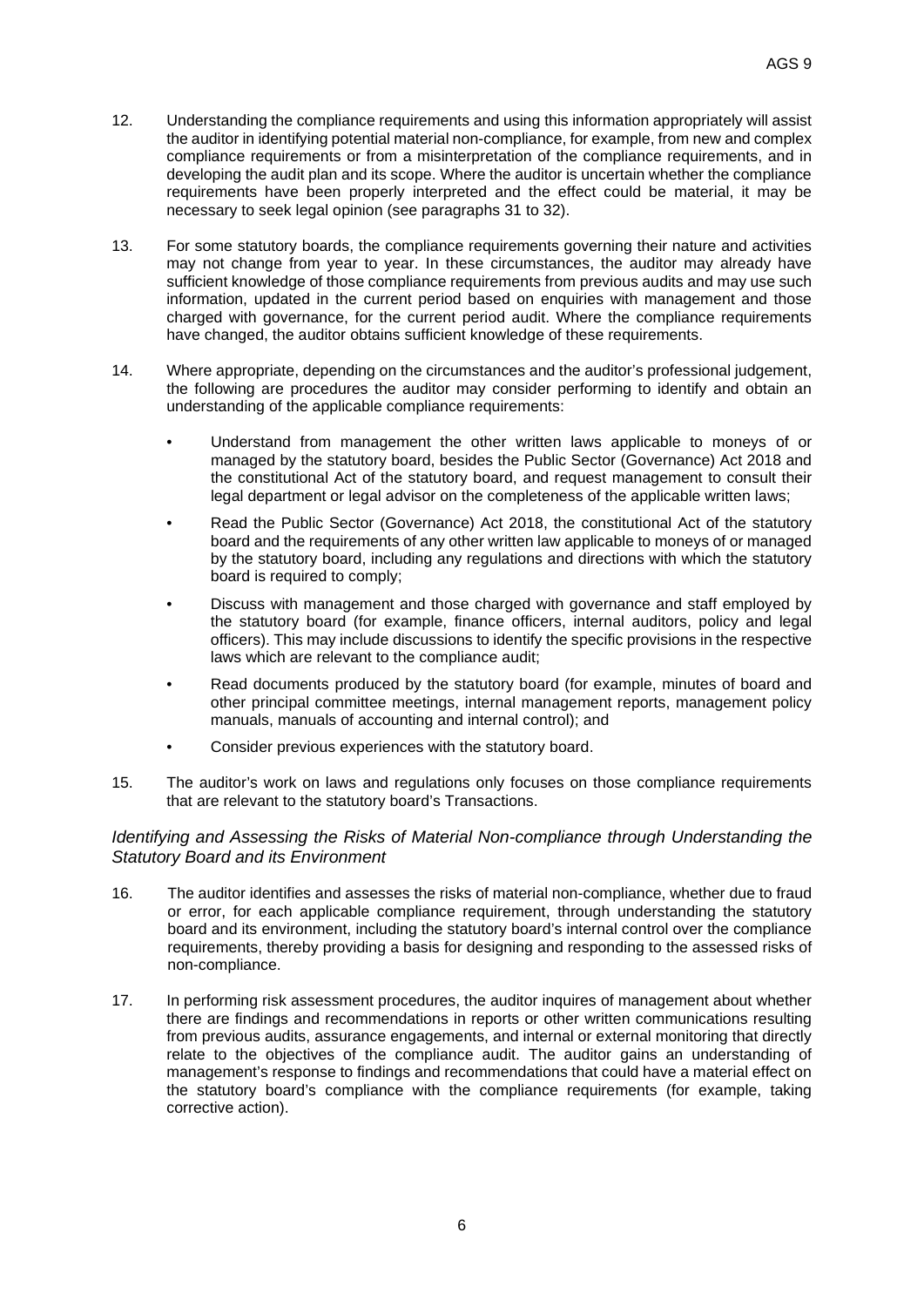12. Understanding the compliance requirements and using this information appropriately will assist the auditor in identifying potential material non-compliance, for example, from new and complex compliance requirements or from a misinterpretation of the compliance requirements, and in developing the audit plan and its scope. Where the auditor is uncertain whether the compliance requirements have been properly interpreted and the effect could be material, it may be necessary to seek legal opinion (see paragraphs 31 to 32).

13. For some statutory boards, the compliance requirements governing their nature and activities may not change from year to year. In these circumstances, the auditor may already have sufficient knowledge of those compliance requirements from previous audits and may use such information, updated in the current period based on enquiries with management and those charged with governance, for the current period audit. Where the compliance requirements have changed, the auditor obtains sufficient knowledge of these requirements.

14. Where appropriate, depending on the circumstances and the auditor's professional judgement, the following are procedures the auditor may consider performing to identify and obtain an understanding of the applicable compliance requirements:

   - Understand from management the other written laws applicable to moneys of or managed by the statutory board, besides the Public Sector (Governance) Act 2018 and the constitutional Act of the statutory board, and request management to consult their legal department or legal advisor on the completeness of the applicable written laws;
   - Read the Public Sector (Governance) Act 2018, the constitutional Act of the statutory board and the requirements of any other written law applicable to moneys of or managed by the statutory board, including any regulations and directions with which the statutory board is required to comply;
   - Discuss with management and those charged with governance and staff employed by the statutory board (for example, finance officers, internal auditors, policy and legal officers). This may include discussions to identify the specific provisions in the respective laws which are relevant to the compliance audit;
   - Read documents produced by the statutory board (for example, minutes of board and other principal committee meetings, internal management reports, management policy manuals, manuals of accounting and internal control); and
   - Consider previous experiences with the statutory board.

15. The auditor's work on laws and regulations only focuses on those compliance requirements that are relevant to the statutory board's Transactions.

### *Identifying and Assessing the Risks of Material Non-compliance through Understanding the Statutory Board and its Environment*

16. The auditor identifies and assesses the risks of material non-compliance, whether due to fraud or error, for each applicable compliance requirement, through understanding the statutory board and its environment, including the statutory board's internal control over the compliance requirements, thereby providing a basis for designing and responding to the assessed risks of non-compliance.

17. In performing risk assessment procedures, the auditor inquires of management about whether there are findings and recommendations in reports or other written communications resulting from previous audits, assurance engagements, and internal or external monitoring that directly relate to the objectives of the compliance audit. The auditor gains an understanding of management's response to findings and recommendations that could have a material effect on the statutory board's compliance with the compliance requirements (for example, taking corrective action).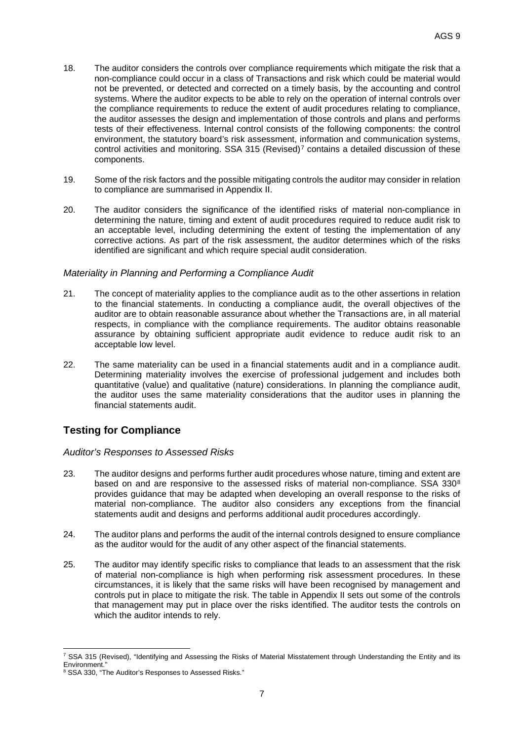18. The auditor considers the controls over compliance requirements which mitigate the risk that a non-compliance could occur in a class of Transactions and risk which could be material would not be prevented, or detected and corrected on a timely basis, by the accounting and control systems. Where the auditor expects to be able to rely on the operation of internal controls over the compliance requirements to reduce the extent of audit procedures relating to compliance, the auditor assesses the design and implementation of those controls and plans and performs tests of their effectiveness. Internal control consists of the following components: the control environment, the statutory board's risk assessment, information and communication systems, control activities and monitoring. SSA 315 (Revised)[7] contains a detailed discussion of these components.

19. Some of the risk factors and the possible mitigating controls the auditor may consider in relation to compliance are summarised in Appendix II.

20. The auditor considers the significance of the identified risks of material non-compliance in determining the nature, timing and extent of audit procedures required to reduce audit risk to an acceptable level, including determining the extent of testing the implementation of any corrective actions. As part of the risk assessment, the auditor determines which of the risks identified are significant and which require special audit consideration.

*Materiality in Planning and Performing a Compliance Audit*

21. The concept of materiality applies to the compliance audit as to the other assertions in relation to the financial statements. In conducting a compliance audit, the overall objectives of the auditor are to obtain reasonable assurance about whether the Transactions are, in all material respects, in compliance with the compliance requirements. The auditor obtains reasonable assurance by obtaining sufficient appropriate audit evidence to reduce audit risk to an acceptable low level.

22. The same materiality can be used in a financial statements audit and in a compliance audit. Determining materiality involves the exercise of professional judgement and includes both quantitative (value) and qualitative (nature) considerations. In planning the compliance audit, the auditor uses the same materiality considerations that the auditor uses in planning the financial statements audit.

## Testing for Compliance

*Auditor's Responses to Assessed Risks*

23. The auditor designs and performs further audit procedures whose nature, timing and extent are based on and are responsive to the assessed risks of material non-compliance. SSA 330[8] provides guidance that may be adapted when developing an overall response to the risks of material non-compliance. The auditor also considers any exceptions from the financial statements audit and designs and performs additional audit procedures accordingly.

24. The auditor plans and performs the audit of the internal controls designed to ensure compliance as the auditor would for the audit of any other aspect of the financial statements.

25. The auditor may identify specific risks to compliance that leads to an assessment that the risk of material non-compliance is high when performing risk assessment procedures. In these circumstances, it is likely that the same risks will have been recognised by management and controls put in place to mitigate the risk. The table in Appendix II sets out some of the controls that management may put in place over the risks identified. The auditor tests the controls on which the auditor intends to rely.

---

[7] SSA 315 (Revised), "Identifying and Assessing the Risks of Material Misstatement through Understanding the Entity and its Environment."

[8] SSA 330, "The Auditor's Responses to Assessed Risks."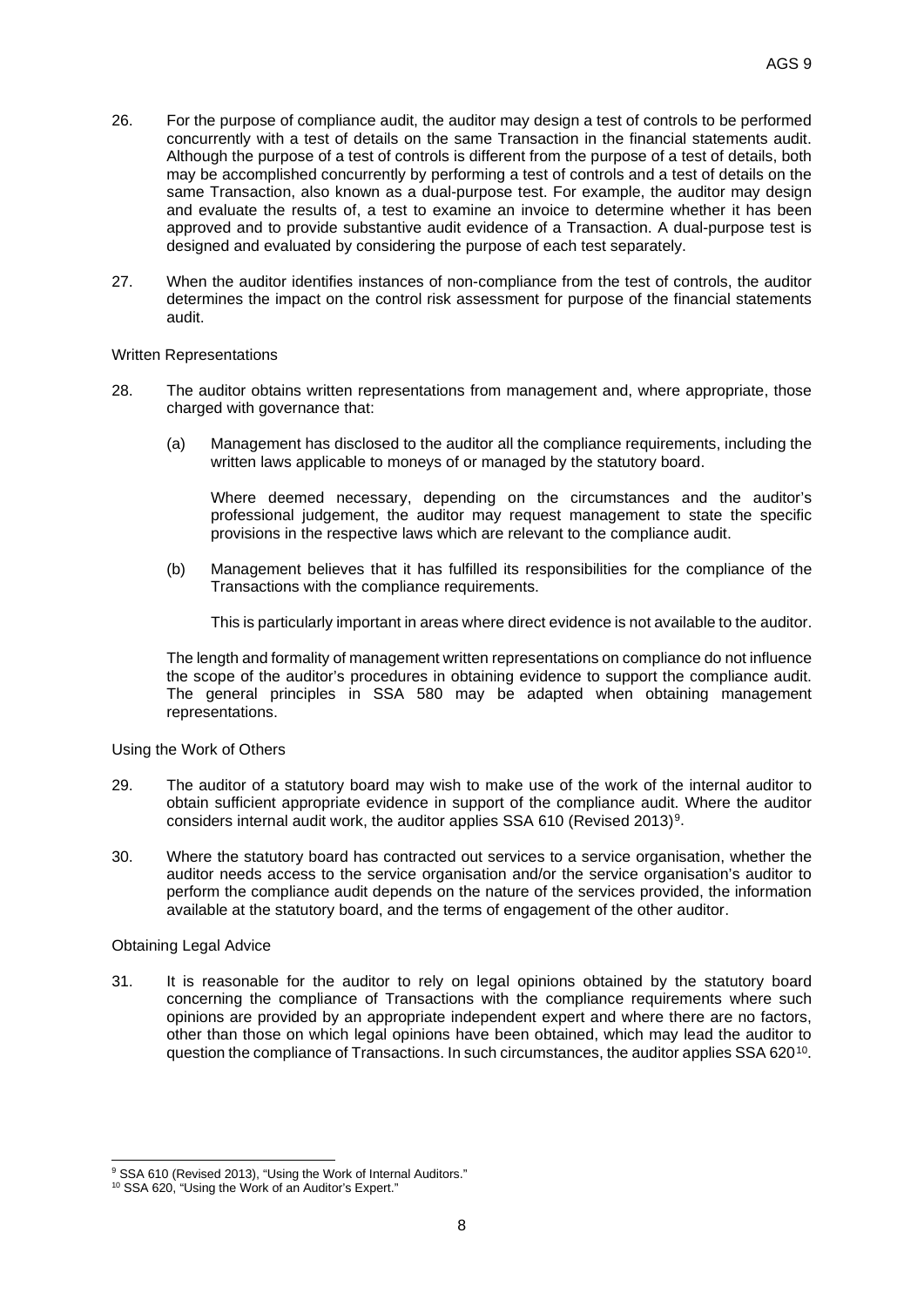26. For the purpose of compliance audit, the auditor may design a test of controls to be performed concurrently with a test of details on the same Transaction in the financial statements audit. Although the purpose of a test of controls is different from the purpose of a test of details, both may be accomplished concurrently by performing a test of controls and a test of details on the same Transaction, also known as a dual-purpose test. For example, the auditor may design and evaluate the results of, a test to examine an invoice to determine whether it has been approved and to provide substantive audit evidence of a Transaction. A dual-purpose test is designed and evaluated by considering the purpose of each test separately.

27. When the auditor identifies instances of non-compliance from the test of controls, the auditor determines the impact on the control risk assessment for purpose of the financial statements audit.

Written Representations

28. The auditor obtains written representations from management and, where appropriate, those charged with governance that:

    (a) Management has disclosed to the auditor all the compliance requirements, including the written laws applicable to moneys of or managed by the statutory board.

    Where deemed necessary, depending on the circumstances and the auditor's professional judgement, the auditor may request management to state the specific provisions in the respective laws which are relevant to the compliance audit.

    (b) Management believes that it has fulfilled its responsibilities for the compliance of the Transactions with the compliance requirements.

    This is particularly important in areas where direct evidence is not available to the auditor.

    The length and formality of management written representations on compliance do not influence the scope of the auditor's procedures in obtaining evidence to support the compliance audit. The general principles in SSA 580 may be adapted when obtaining management representations.

Using the Work of Others

29. The auditor of a statutory board may wish to make use of the work of the internal auditor to obtain sufficient appropriate evidence in support of the compliance audit. Where the auditor considers internal audit work, the auditor applies SSA 610 (Revised 2013)[9].

30. Where the statutory board has contracted out services to a service organisation, whether the auditor needs access to the service organisation and/or the service organisation's auditor to perform the compliance audit depends on the nature of the services provided, the information available at the statutory board, and the terms of engagement of the other auditor.

Obtaining Legal Advice

31. It is reasonable for the auditor to rely on legal opinions obtained by the statutory board concerning the compliance of Transactions with the compliance requirements where such opinions are provided by an appropriate independent expert and where there are no factors, other than those on which legal opinions have been obtained, which may lead the auditor to question the compliance of Transactions. In such circumstances, the auditor applies SSA 620[10].

[9] SSA 610 (Revised 2013), "Using the Work of Internal Auditors."

[10] SSA 620, "Using the Work of an Auditor's Expert."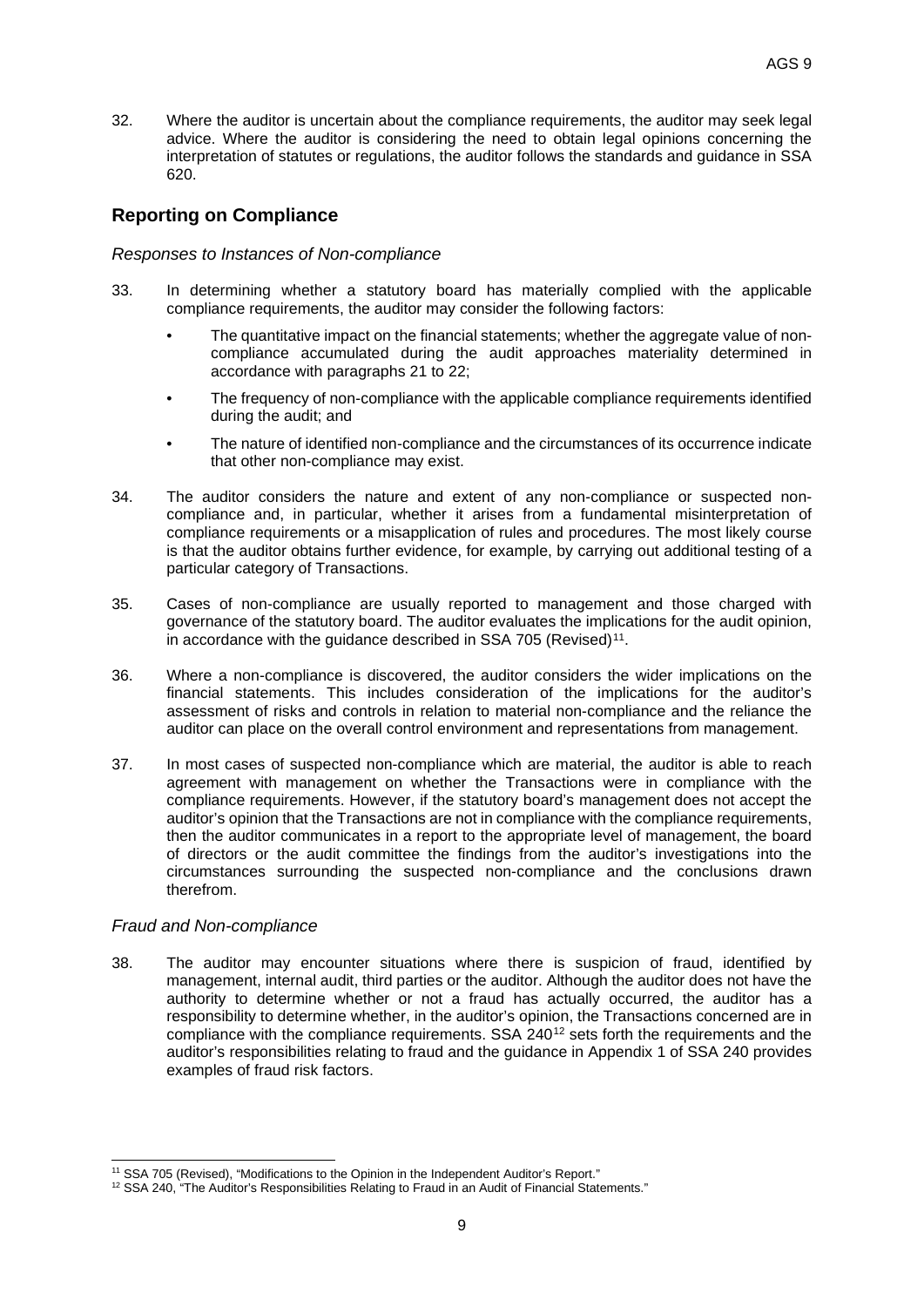32. Where the auditor is uncertain about the compliance requirements, the auditor may seek legal advice. Where the auditor is considering the need to obtain legal opinions concerning the interpretation of statutes or regulations, the auditor follows the standards and guidance in SSA 620.

## Reporting on Compliance

### *Responses to Instances of Non-compliance*

33. In determining whether a statutory board has materially complied with the applicable compliance requirements, the auditor may consider the following factors:

    - The quantitative impact on the financial statements; whether the aggregate value of non-compliance accumulated during the audit approaches materiality determined in accordance with paragraphs 21 to 22;
    - The frequency of non-compliance with the applicable compliance requirements identified during the audit; and
    - The nature of identified non-compliance and the circumstances of its occurrence indicate that other non-compliance may exist.

34. The auditor considers the nature and extent of any non-compliance or suspected non-compliance and, in particular, whether it arises from a fundamental misinterpretation of compliance requirements or a misapplication of rules and procedures. The most likely course is that the auditor obtains further evidence, for example, by carrying out additional testing of a particular category of Transactions.

35. Cases of non-compliance are usually reported to management and those charged with governance of the statutory board. The auditor evaluates the implications for the audit opinion, in accordance with the guidance described in SSA 705 (Revised)[11].

36. Where a non-compliance is discovered, the auditor considers the wider implications on the financial statements. This includes consideration of the implications for the auditor's assessment of risks and controls in relation to material non-compliance and the reliance the auditor can place on the overall control environment and representations from management.

37. In most cases of suspected non-compliance which are material, the auditor is able to reach agreement with management on whether the Transactions were in compliance with the compliance requirements. However, if the statutory board's management does not accept the auditor's opinion that the Transactions are not in compliance with the compliance requirements, then the auditor communicates in a report to the appropriate level of management, the board of directors or the audit committee the findings from the auditor's investigations into the circumstances surrounding the suspected non-compliance and the conclusions drawn therefrom.

### *Fraud and Non-compliance*

38. The auditor may encounter situations where there is suspicion of fraud, identified by management, internal audit, third parties or the auditor. Although the auditor does not have the authority to determine whether or not a fraud has actually occurred, the auditor has a responsibility to determine whether, in the auditor's opinion, the Transactions concerned are in compliance with the compliance requirements. SSA 240[12] sets forth the requirements and the auditor's responsibilities relating to fraud and the guidance in Appendix 1 of SSA 240 provides examples of fraud risk factors.

---

[11] SSA 705 (Revised), "Modifications to the Opinion in the Independent Auditor's Report."

[12] SSA 240, "The Auditor's Responsibilities Relating to Fraud in an Audit of Financial Statements."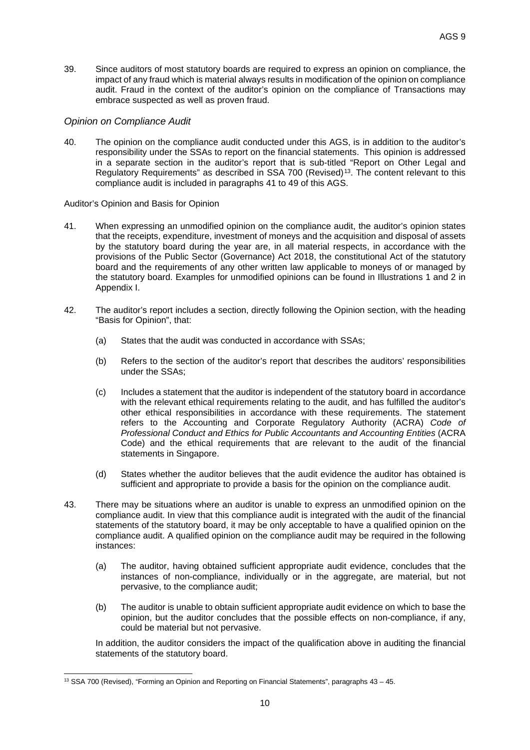39. Since auditors of most statutory boards are required to express an opinion on compliance, the impact of any fraud which is material always results in modification of the opinion on compliance audit. Fraud in the context of the auditor's opinion on the compliance of Transactions may embrace suspected as well as proven fraud.

### *Opinion on Compliance Audit*

40. The opinion on the compliance audit conducted under this AGS, is in addition to the auditor's responsibility under the SSAs to report on the financial statements. This opinion is addressed in a separate section in the auditor's report that is sub-titled "Report on Other Legal and Regulatory Requirements" as described in SSA 700 (Revised)[13]. The content relevant to this compliance audit is included in paragraphs 41 to 49 of this AGS.

Auditor's Opinion and Basis for Opinion

41. When expressing an unmodified opinion on the compliance audit, the auditor's opinion states that the receipts, expenditure, investment of moneys and the acquisition and disposal of assets by the statutory board during the year are, in all material respects, in accordance with the provisions of the Public Sector (Governance) Act 2018, the constitutional Act of the statutory board and the requirements of any other written law applicable to moneys of or managed by the statutory board. Examples for unmodified opinions can be found in Illustrations 1 and 2 in Appendix I.

42. The auditor's report includes a section, directly following the Opinion section, with the heading "Basis for Opinion", that:

    (a) States that the audit was conducted in accordance with SSAs;

    (b) Refers to the section of the auditor's report that describes the auditors' responsibilities under the SSAs;

    (c) Includes a statement that the auditor is independent of the statutory board in accordance with the relevant ethical requirements relating to the audit, and has fulfilled the auditor's other ethical responsibilities in accordance with these requirements. The statement refers to the Accounting and Corporate Regulatory Authority (ACRA) *Code of Professional Conduct and Ethics for Public Accountants and Accounting Entities* (ACRA Code) and the ethical requirements that are relevant to the audit of the financial statements in Singapore.

    (d) States whether the auditor believes that the audit evidence the auditor has obtained is sufficient and appropriate to provide a basis for the opinion on the compliance audit.

43. There may be situations where an auditor is unable to express an unmodified opinion on the compliance audit. In view that this compliance audit is integrated with the audit of the financial statements of the statutory board, it may be only acceptable to have a qualified opinion on the compliance audit. A qualified opinion on the compliance audit may be required in the following instances:

    (a) The auditor, having obtained sufficient appropriate audit evidence, concludes that the instances of non-compliance, individually or in the aggregate, are material, but not pervasive, to the compliance audit;

    (b) The auditor is unable to obtain sufficient appropriate audit evidence on which to base the opinion, but the auditor concludes that the possible effects on non-compliance, if any, could be material but not pervasive.

    In addition, the auditor considers the impact of the qualification above in auditing the financial statements of the statutory board.

---

[13] SSA 700 (Revised), "Forming an Opinion and Reporting on Financial Statements", paragraphs 43 – 45.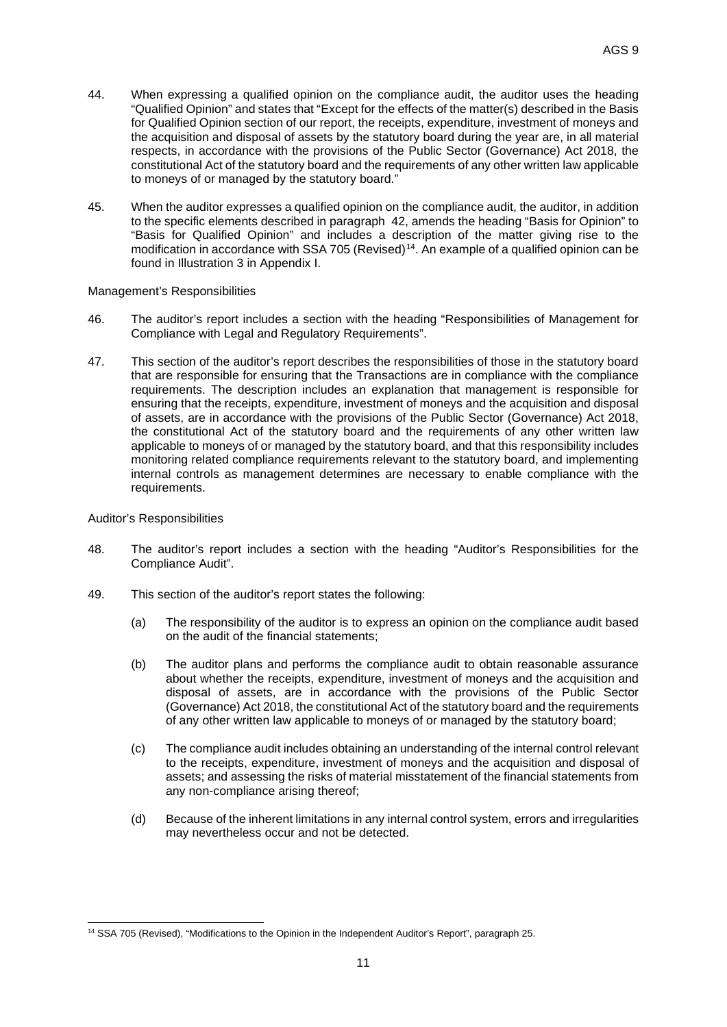44. When expressing a qualified opinion on the compliance audit, the auditor uses the heading "Qualified Opinion" and states that "Except for the effects of the matter(s) described in the Basis for Qualified Opinion section of our report, the receipts, expenditure, investment of moneys and the acquisition and disposal of assets by the statutory board during the year are, in all material respects, in accordance with the provisions of the Public Sector (Governance) Act 2018, the constitutional Act of the statutory board and the requirements of any other written law applicable to moneys of or managed by the statutory board."

45. When the auditor expresses a qualified opinion on the compliance audit, the auditor, in addition to the specific elements described in paragraph 42, amends the heading "Basis for Opinion" to "Basis for Qualified Opinion" and includes a description of the matter giving rise to the modification in accordance with SSA 705 (Revised)[14]. An example of a qualified opinion can be found in Illustration 3 in Appendix I.

Management's Responsibilities

46. The auditor's report includes a section with the heading "Responsibilities of Management for Compliance with Legal and Regulatory Requirements".

47. This section of the auditor's report describes the responsibilities of those in the statutory board that are responsible for ensuring that the Transactions are in compliance with the compliance requirements. The description includes an explanation that management is responsible for ensuring that the receipts, expenditure, investment of moneys and the acquisition and disposal of assets, are in accordance with the provisions of the Public Sector (Governance) Act 2018, the constitutional Act of the statutory board and the requirements of any other written law applicable to moneys of or managed by the statutory board, and that this responsibility includes monitoring related compliance requirements relevant to the statutory board, and implementing internal controls as management determines are necessary to enable compliance with the requirements.

Auditor's Responsibilities

48. The auditor's report includes a section with the heading "Auditor's Responsibilities for the Compliance Audit".

49. This section of the auditor's report states the following:

    (a) The responsibility of the auditor is to express an opinion on the compliance audit based on the audit of the financial statements;

    (b) The auditor plans and performs the compliance audit to obtain reasonable assurance about whether the receipts, expenditure, investment of moneys and the acquisition and disposal of assets, are in accordance with the provisions of the Public Sector (Governance) Act 2018, the constitutional Act of the statutory board and the requirements of any other written law applicable to moneys of or managed by the statutory board;

    (c) The compliance audit includes obtaining an understanding of the internal control relevant to the receipts, expenditure, investment of moneys and the acquisition and disposal of assets; and assessing the risks of material misstatement of the financial statements from any non-compliance arising thereof;

    (d) Because of the inherent limitations in any internal control system, errors and irregularities may nevertheless occur and not be detected.

---

[14] SSA 705 (Revised), "Modifications to the Opinion in the Independent Auditor's Report", paragraph 25.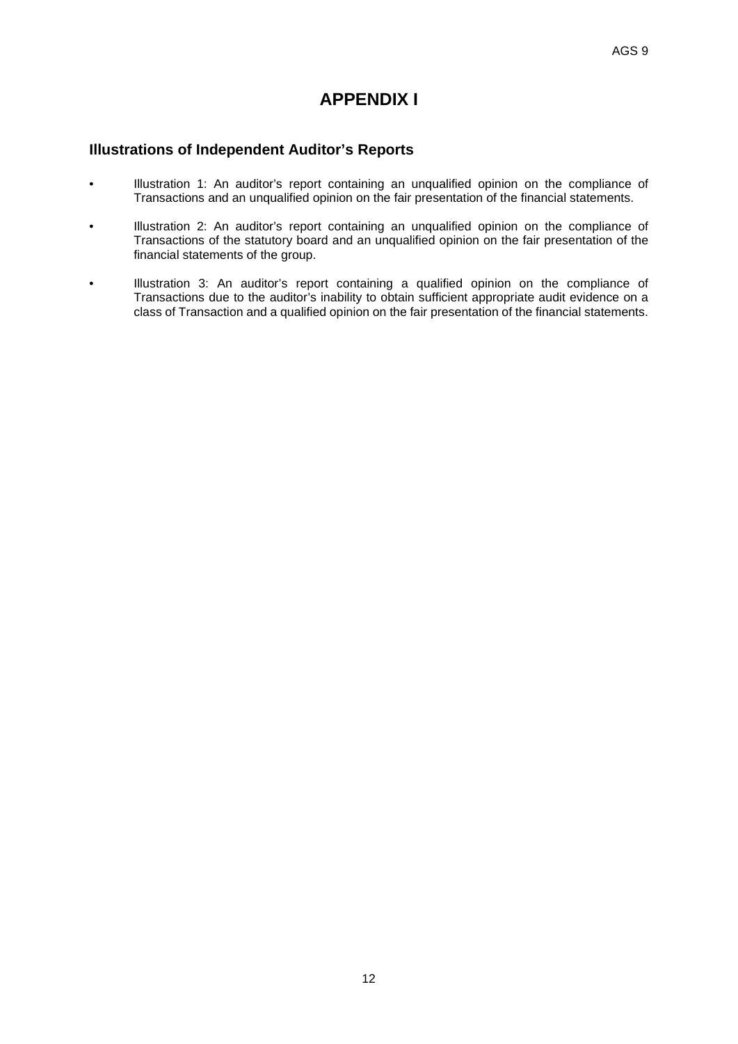# APPENDIX I

## Illustrations of Independent Auditor's Reports

- Illustration 1: An auditor's report containing an unqualified opinion on the compliance of Transactions and an unqualified opinion on the fair presentation of the financial statements.
- Illustration 2: An auditor's report containing an unqualified opinion on the compliance of Transactions of the statutory board and an unqualified opinion on the fair presentation of the financial statements of the group.
- Illustration 3: An auditor's report containing a qualified opinion on the compliance of Transactions due to the auditor's inability to obtain sufficient appropriate audit evidence on a class of Transaction and a qualified opinion on the fair presentation of the financial statements.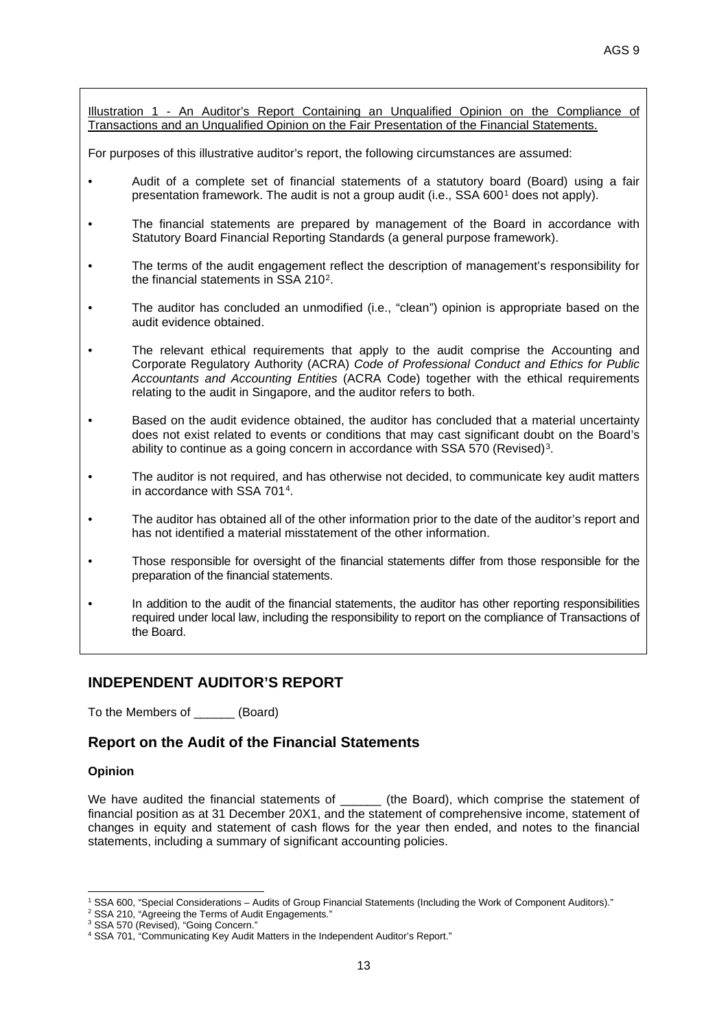Illustration 1 - An Auditor's Report Containing an Unqualified Opinion on the Compliance of Transactions and an Unqualified Opinion on the Fair Presentation of the Financial Statements.

For purposes of this illustrative auditor's report, the following circumstances are assumed:

- Audit of a complete set of financial statements of a statutory board (Board) using a fair presentation framework. The audit is not a group audit (i.e., SSA 600[1] does not apply).
- The financial statements are prepared by management of the Board in accordance with Statutory Board Financial Reporting Standards (a general purpose framework).
- The terms of the audit engagement reflect the description of management's responsibility for the financial statements in SSA 210[2].
- The auditor has concluded an unmodified (i.e., "clean") opinion is appropriate based on the audit evidence obtained.
- The relevant ethical requirements that apply to the audit comprise the Accounting and Corporate Regulatory Authority (ACRA) *Code of Professional Conduct and Ethics for Public Accountants and Accounting Entities* (ACRA Code) together with the ethical requirements relating to the audit in Singapore, and the auditor refers to both.
- Based on the audit evidence obtained, the auditor has concluded that a material uncertainty does not exist related to events or conditions that may cast significant doubt on the Board's ability to continue as a going concern in accordance with SSA 570 (Revised)[3].
- The auditor is not required, and has otherwise not decided, to communicate key audit matters in accordance with SSA 701[4].
- The auditor has obtained all of the other information prior to the date of the auditor's report and has not identified a material misstatement of the other information.
- Those responsible for oversight of the financial statements differ from those responsible for the preparation of the financial statements.
- In addition to the audit of the financial statements, the auditor has other reporting responsibilities required under local law, including the responsibility to report on the compliance of Transactions of the Board.

## INDEPENDENT AUDITOR'S REPORT

To the Members of ______ (Board)

## Report on the Audit of the Financial Statements

### Opinion

We have audited the financial statements of ______ (the Board), which comprise the statement of financial position as at 31 December 20X1, and the statement of comprehensive income, statement of changes in equity and statement of cash flows for the year then ended, and notes to the financial statements, including a summary of significant accounting policies.

---

[1] SSA 600, "Special Considerations – Audits of Group Financial Statements (Including the Work of Component Auditors)."

[2] SSA 210, "Agreeing the Terms of Audit Engagements."

[3] SSA 570 (Revised), "Going Concern."

[4] SSA 701, "Communicating Key Audit Matters in the Independent Auditor's Report."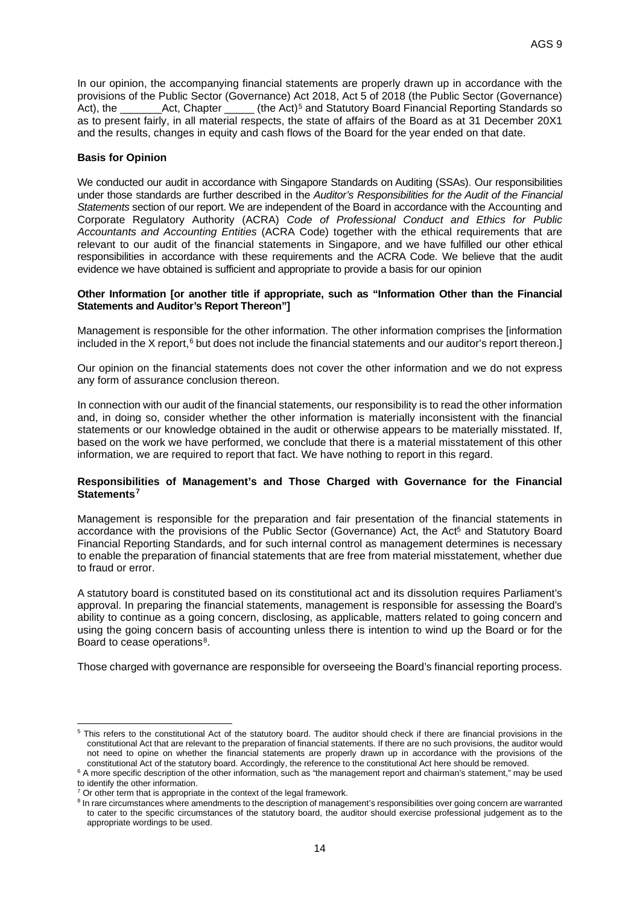In our opinion, the accompanying financial statements are properly drawn up in accordance with the provisions of the Public Sector (Governance) Act 2018, Act 5 of 2018 (the Public Sector (Governance) Act), the _______Act, Chapter _____ (the Act)[5] and Statutory Board Financial Reporting Standards so as to present fairly, in all material respects, the state of affairs of the Board as at 31 December 20X1 and the results, changes in equity and cash flows of the Board for the year ended on that date.

**Basis for Opinion**

We conducted our audit in accordance with Singapore Standards on Auditing (SSAs). Our responsibilities under those standards are further described in the *Auditor's Responsibilities for the Audit of the Financial Statements* section of our report. We are independent of the Board in accordance with the Accounting and Corporate Regulatory Authority (ACRA) *Code of Professional Conduct and Ethics for Public Accountants and Accounting Entities* (ACRA Code) together with the ethical requirements that are relevant to our audit of the financial statements in Singapore, and we have fulfilled our other ethical responsibilities in accordance with these requirements and the ACRA Code. We believe that the audit evidence we have obtained is sufficient and appropriate to provide a basis for our opinion

**Other Information [or another title if appropriate, such as "Information Other than the Financial Statements and Auditor's Report Thereon"]**

Management is responsible for the other information. The other information comprises the [information included in the X report,[6] but does not include the financial statements and our auditor's report thereon.]

Our opinion on the financial statements does not cover the other information and we do not express any form of assurance conclusion thereon.

In connection with our audit of the financial statements, our responsibility is to read the other information and, in doing so, consider whether the other information is materially inconsistent with the financial statements or our knowledge obtained in the audit or otherwise appears to be materially misstated. If, based on the work we have performed, we conclude that there is a material misstatement of this other information, we are required to report that fact. We have nothing to report in this regard.

**Responsibilities of Management's and Those Charged with Governance for the Financial Statements[7]**

Management is responsible for the preparation and fair presentation of the financial statements in accordance with the provisions of the Public Sector (Governance) Act, the Act[5] and Statutory Board Financial Reporting Standards, and for such internal control as management determines is necessary to enable the preparation of financial statements that are free from material misstatement, whether due to fraud or error.

A statutory board is constituted based on its constitutional act and its dissolution requires Parliament's approval. In preparing the financial statements, management is responsible for assessing the Board's ability to continue as a going concern, disclosing, as applicable, matters related to going concern and using the going concern basis of accounting unless there is intention to wind up the Board or for the Board to cease operations[8].

Those charged with governance are responsible for overseeing the Board's financial reporting process.

---

[5] This refers to the constitutional Act of the statutory board. The auditor should check if there are financial provisions in the constitutional Act that are relevant to the preparation of financial statements. If there are no such provisions, the auditor would not need to opine on whether the financial statements are properly drawn up in accordance with the provisions of the constitutional Act of the statutory board. Accordingly, the reference to the constitutional Act here should be removed.

[6] A more specific description of the other information, such as "the management report and chairman's statement," may be used to identify the other information.

[7] Or other term that is appropriate in the context of the legal framework.

[8] In rare circumstances where amendments to the description of management's responsibilities over going concern are warranted to cater to the specific circumstances of the statutory board, the auditor should exercise professional judgement as to the appropriate wordings to be used.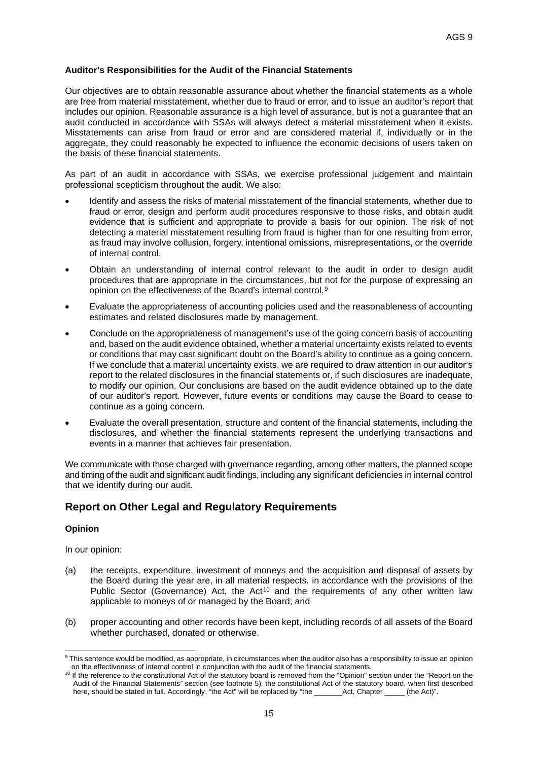**Auditor's Responsibilities for the Audit of the Financial Statements**

Our objectives are to obtain reasonable assurance about whether the financial statements as a whole are free from material misstatement, whether due to fraud or error, and to issue an auditor's report that includes our opinion. Reasonable assurance is a high level of assurance, but is not a guarantee that an audit conducted in accordance with SSAs will always detect a material misstatement when it exists. Misstatements can arise from fraud or error and are considered material if, individually or in the aggregate, they could reasonably be expected to influence the economic decisions of users taken on the basis of these financial statements.

As part of an audit in accordance with SSAs, we exercise professional judgement and maintain professional scepticism throughout the audit. We also:

- Identify and assess the risks of material misstatement of the financial statements, whether due to fraud or error, design and perform audit procedures responsive to those risks, and obtain audit evidence that is sufficient and appropriate to provide a basis for our opinion. The risk of not detecting a material misstatement resulting from fraud is higher than for one resulting from error, as fraud may involve collusion, forgery, intentional omissions, misrepresentations, or the override of internal control.
- Obtain an understanding of internal control relevant to the audit in order to design audit procedures that are appropriate in the circumstances, but not for the purpose of expressing an opinion on the effectiveness of the Board's internal control.[9]
- Evaluate the appropriateness of accounting policies used and the reasonableness of accounting estimates and related disclosures made by management.
- Conclude on the appropriateness of management's use of the going concern basis of accounting and, based on the audit evidence obtained, whether a material uncertainty exists related to events or conditions that may cast significant doubt on the Board's ability to continue as a going concern. If we conclude that a material uncertainty exists, we are required to draw attention in our auditor's report to the related disclosures in the financial statements or, if such disclosures are inadequate, to modify our opinion. Our conclusions are based on the audit evidence obtained up to the date of our auditor's report. However, future events or conditions may cause the Board to cease to continue as a going concern.
- Evaluate the overall presentation, structure and content of the financial statements, including the disclosures, and whether the financial statements represent the underlying transactions and events in a manner that achieves fair presentation.

We communicate with those charged with governance regarding, among other matters, the planned scope and timing of the audit and significant audit findings, including any significant deficiencies in internal control that we identify during our audit.

## Report on Other Legal and Regulatory Requirements

**Opinion**

In our opinion:

(a) the receipts, expenditure, investment of moneys and the acquisition and disposal of assets by the Board during the year are, in all material respects, in accordance with the provisions of the Public Sector (Governance) Act, the Act[10] and the requirements of any other written law applicable to moneys of or managed by the Board; and

(b) proper accounting and other records have been kept, including records of all assets of the Board whether purchased, donated or otherwise.

---

[9] This sentence would be modified, as appropriate, in circumstances when the auditor also has a responsibility to issue an opinion on the effectiveness of internal control in conjunction with the audit of the financial statements.

[10] If the reference to the constitutional Act of the statutory board is removed from the "Opinion" section under the "Report on the Audit of the Financial Statements" section (see footnote 5), the constitutional Act of the statutory board, when first described here, should be stated in full. Accordingly, "the Act" will be replaced by "the _______Act, Chapter _____ (the Act)".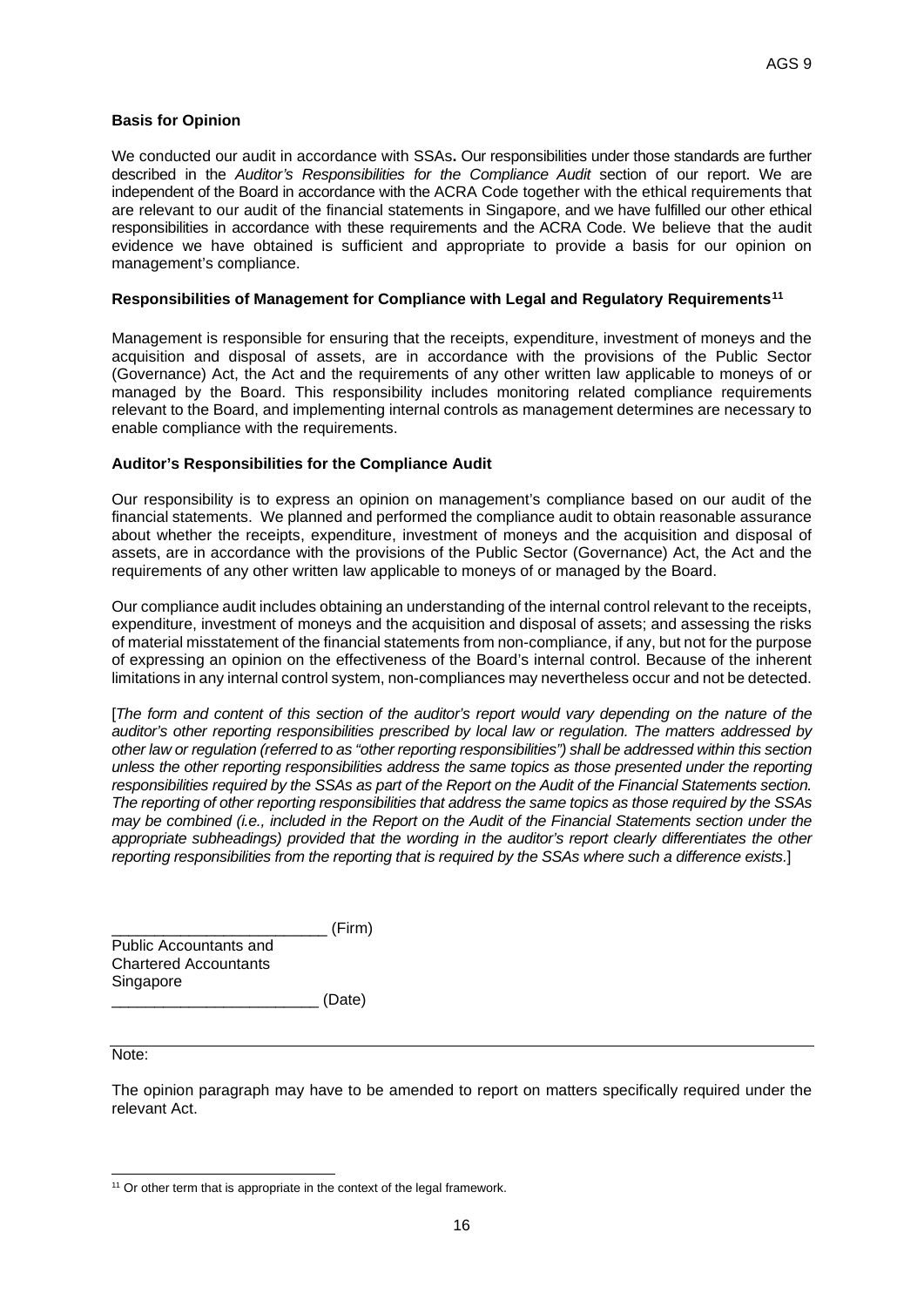**Basis for Opinion**

We conducted our audit in accordance with SSAs**.** Our responsibilities under those standards are further described in the *Auditor's Responsibilities for the Compliance Audit* section of our report. We are independent of the Board in accordance with the ACRA Code together with the ethical requirements that are relevant to our audit of the financial statements in Singapore, and we have fulfilled our other ethical responsibilities in accordance with these requirements and the ACRA Code. We believe that the audit evidence we have obtained is sufficient and appropriate to provide a basis for our opinion on management's compliance.

**Responsibilities of Management for Compliance with Legal and Regulatory Requirements[11]**

Management is responsible for ensuring that the receipts, expenditure, investment of moneys and the acquisition and disposal of assets, are in accordance with the provisions of the Public Sector (Governance) Act, the Act and the requirements of any other written law applicable to moneys of or managed by the Board. This responsibility includes monitoring related compliance requirements relevant to the Board, and implementing internal controls as management determines are necessary to enable compliance with the requirements.

**Auditor's Responsibilities for the Compliance Audit**

Our responsibility is to express an opinion on management's compliance based on our audit of the financial statements. We planned and performed the compliance audit to obtain reasonable assurance about whether the receipts, expenditure, investment of moneys and the acquisition and disposal of assets, are in accordance with the provisions of the Public Sector (Governance) Act, the Act and the requirements of any other written law applicable to moneys of or managed by the Board.

Our compliance audit includes obtaining an understanding of the internal control relevant to the receipts, expenditure, investment of moneys and the acquisition and disposal of assets; and assessing the risks of material misstatement of the financial statements from non-compliance, if any, but not for the purpose of expressing an opinion on the effectiveness of the Board's internal control. Because of the inherent limitations in any internal control system, non-compliances may nevertheless occur and not be detected.

[*The form and content of this section of the auditor's report would vary depending on the nature of the auditor's other reporting responsibilities prescribed by local law or regulation. The matters addressed by other law or regulation (referred to as "other reporting responsibilities") shall be addressed within this section unless the other reporting responsibilities address the same topics as those presented under the reporting responsibilities required by the SSAs as part of the Report on the Audit of the Financial Statements section. The reporting of other reporting responsibilities that address the same topics as those required by the SSAs may be combined (i.e., included in the Report on the Audit of the Financial Statements section under the appropriate subheadings) provided that the wording in the auditor's report clearly differentiates the other reporting responsibilities from the reporting that is required by the SSAs where such a difference exists.*]

_________________________ (Firm)
Public Accountants and
Chartered Accountants
Singapore
________________________ (Date)

Note:

The opinion paragraph may have to be amended to report on matters specifically required under the relevant Act.

[11] Or other term that is appropriate in the context of the legal framework.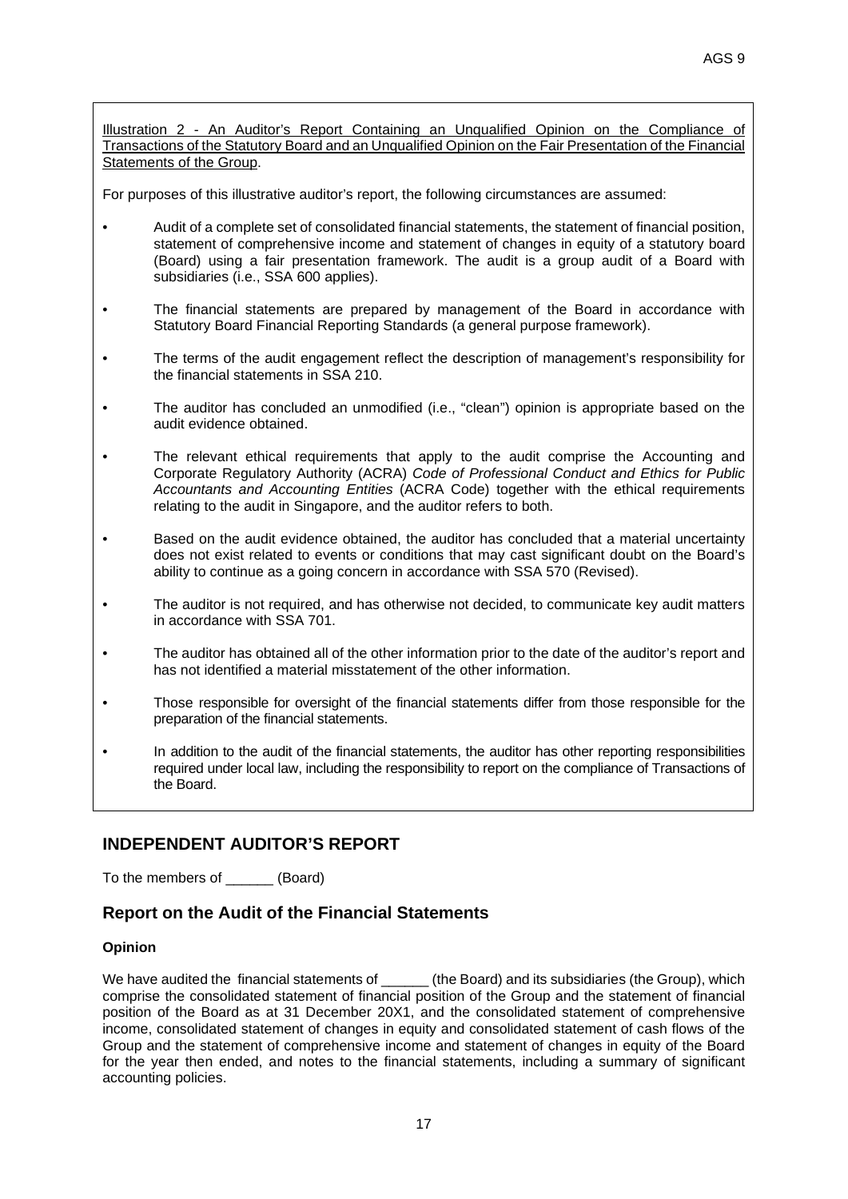Illustration 2 - An Auditor's Report Containing an Unqualified Opinion on the Compliance of Transactions of the Statutory Board and an Unqualified Opinion on the Fair Presentation of the Financial Statements of the Group.

For purposes of this illustrative auditor's report, the following circumstances are assumed:

- Audit of a complete set of consolidated financial statements, the statement of financial position, statement of comprehensive income and statement of changes in equity of a statutory board (Board) using a fair presentation framework. The audit is a group audit of a Board with subsidiaries (i.e., SSA 600 applies).
- The financial statements are prepared by management of the Board in accordance with Statutory Board Financial Reporting Standards (a general purpose framework).
- The terms of the audit engagement reflect the description of management's responsibility for the financial statements in SSA 210.
- The auditor has concluded an unmodified (i.e., "clean") opinion is appropriate based on the audit evidence obtained.
- The relevant ethical requirements that apply to the audit comprise the Accounting and Corporate Regulatory Authority (ACRA) *Code of Professional Conduct and Ethics for Public Accountants and Accounting Entities* (ACRA Code) together with the ethical requirements relating to the audit in Singapore, and the auditor refers to both.
- Based on the audit evidence obtained, the auditor has concluded that a material uncertainty does not exist related to events or conditions that may cast significant doubt on the Board's ability to continue as a going concern in accordance with SSA 570 (Revised).
- The auditor is not required, and has otherwise not decided, to communicate key audit matters in accordance with SSA 701.
- The auditor has obtained all of the other information prior to the date of the auditor's report and has not identified a material misstatement of the other information.
- Those responsible for oversight of the financial statements differ from those responsible for the preparation of the financial statements.
- In addition to the audit of the financial statements, the auditor has other reporting responsibilities required under local law, including the responsibility to report on the compliance of Transactions of the Board.

## INDEPENDENT AUDITOR'S REPORT

To the members of ______ (Board)

## Report on the Audit of the Financial Statements

**Opinion**

We have audited the financial statements of ______ (the Board) and its subsidiaries (the Group), which comprise the consolidated statement of financial position of the Group and the statement of financial position of the Board as at 31 December 20X1, and the consolidated statement of comprehensive income, consolidated statement of changes in equity and consolidated statement of cash flows of the Group and the statement of comprehensive income and statement of changes in equity of the Board for the year then ended, and notes to the financial statements, including a summary of significant accounting policies.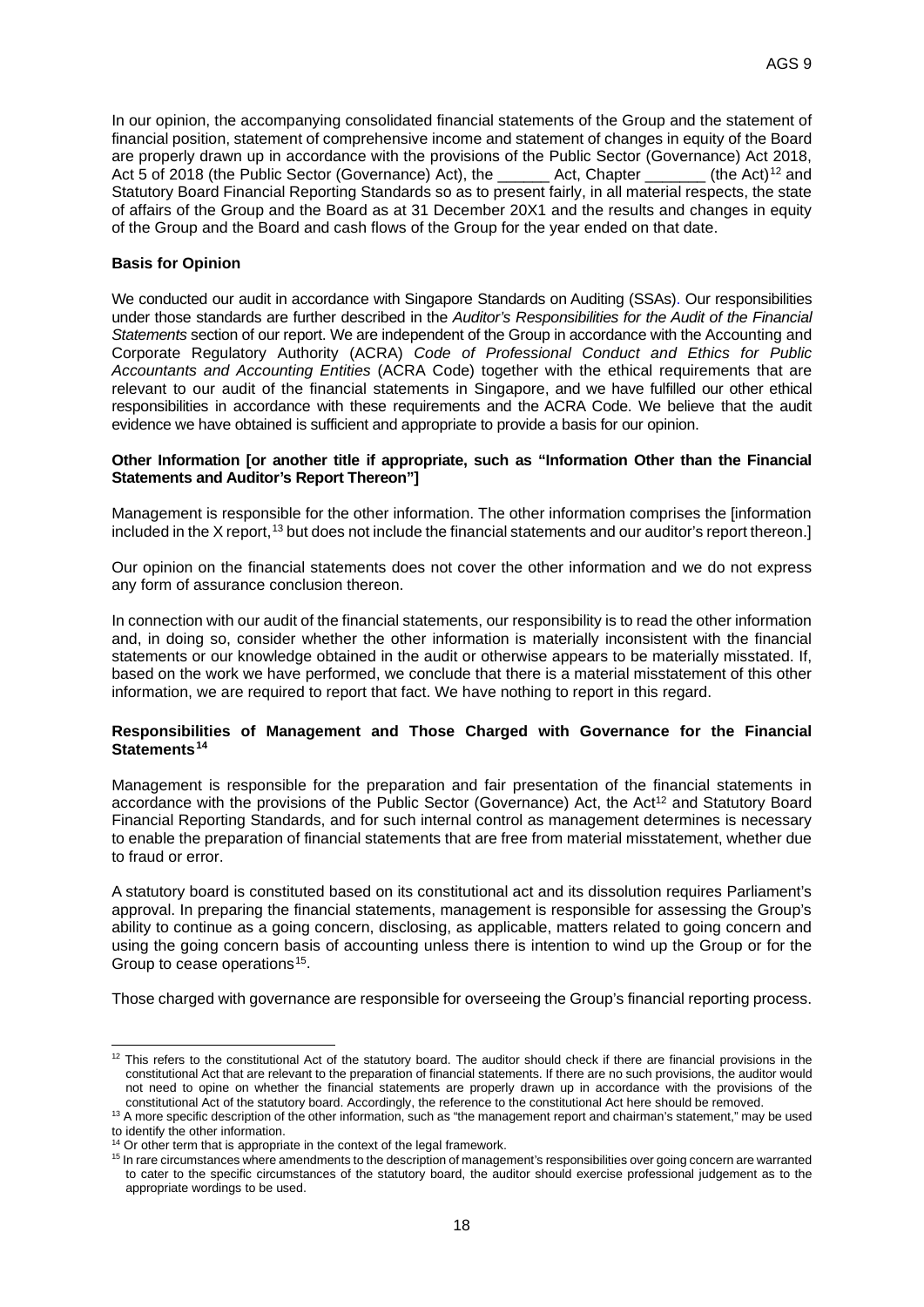In our opinion, the accompanying consolidated financial statements of the Group and the statement of financial position, statement of comprehensive income and statement of changes in equity of the Board are properly drawn up in accordance with the provisions of the Public Sector (Governance) Act 2018, Act 5 of 2018 (the Public Sector (Governance) Act), the ______ Act, Chapter _______ (the Act)[12] and Statutory Board Financial Reporting Standards so as to present fairly, in all material respects, the state of affairs of the Group and the Board as at 31 December 20X1 and the results and changes in equity of the Group and the Board and cash flows of the Group for the year ended on that date.

**Basis for Opinion**

We conducted our audit in accordance with Singapore Standards on Auditing (SSAs). Our responsibilities under those standards are further described in the *Auditor's Responsibilities for the Audit of the Financial Statements* section of our report. We are independent of the Group in accordance with the Accounting and Corporate Regulatory Authority (ACRA) *Code of Professional Conduct and Ethics for Public Accountants and Accounting Entities* (ACRA Code) together with the ethical requirements that are relevant to our audit of the financial statements in Singapore, and we have fulfilled our other ethical responsibilities in accordance with these requirements and the ACRA Code. We believe that the audit evidence we have obtained is sufficient and appropriate to provide a basis for our opinion.

**Other Information [or another title if appropriate, such as "Information Other than the Financial Statements and Auditor's Report Thereon"]**

Management is responsible for the other information. The other information comprises the [information included in the X report,[13] but does not include the financial statements and our auditor's report thereon.]

Our opinion on the financial statements does not cover the other information and we do not express any form of assurance conclusion thereon.

In connection with our audit of the financial statements, our responsibility is to read the other information and, in doing so, consider whether the other information is materially inconsistent with the financial statements or our knowledge obtained in the audit or otherwise appears to be materially misstated. If, based on the work we have performed, we conclude that there is a material misstatement of this other information, we are required to report that fact. We have nothing to report in this regard.

**Responsibilities of Management and Those Charged with Governance for the Financial Statements[14]**

Management is responsible for the preparation and fair presentation of the financial statements in accordance with the provisions of the Public Sector (Governance) Act, the Act[12] and Statutory Board Financial Reporting Standards, and for such internal control as management determines is necessary to enable the preparation of financial statements that are free from material misstatement, whether due to fraud or error.

A statutory board is constituted based on its constitutional act and its dissolution requires Parliament's approval. In preparing the financial statements, management is responsible for assessing the Group's ability to continue as a going concern, disclosing, as applicable, matters related to going concern and using the going concern basis of accounting unless there is intention to wind up the Group or for the Group to cease operations[15].

Those charged with governance are responsible for overseeing the Group's financial reporting process.

---

[12] This refers to the constitutional Act of the statutory board. The auditor should check if there are financial provisions in the constitutional Act that are relevant to the preparation of financial statements. If there are no such provisions, the auditor would not need to opine on whether the financial statements are properly drawn up in accordance with the provisions of the constitutional Act of the statutory board. Accordingly, the reference to the constitutional Act here should be removed.

[13] A more specific description of the other information, such as "the management report and chairman's statement," may be used to identify the other information.

[14] Or other term that is appropriate in the context of the legal framework.

[15] In rare circumstances where amendments to the description of management's responsibilities over going concern are warranted to cater to the specific circumstances of the statutory board, the auditor should exercise professional judgement as to the appropriate wordings to be used.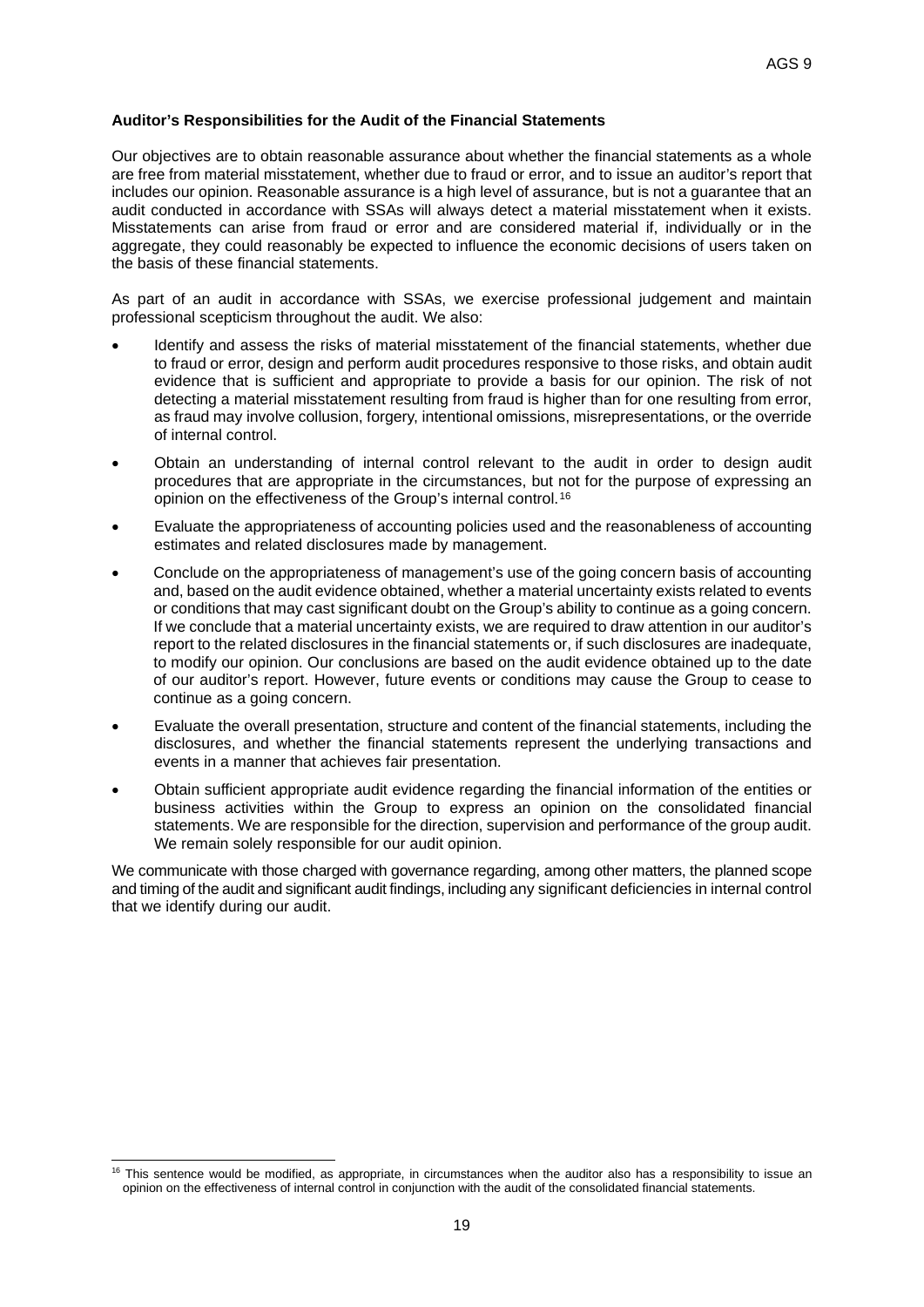**Auditor's Responsibilities for the Audit of the Financial Statements**

Our objectives are to obtain reasonable assurance about whether the financial statements as a whole are free from material misstatement, whether due to fraud or error, and to issue an auditor's report that includes our opinion. Reasonable assurance is a high level of assurance, but is not a guarantee that an audit conducted in accordance with SSAs will always detect a material misstatement when it exists. Misstatements can arise from fraud or error and are considered material if, individually or in the aggregate, they could reasonably be expected to influence the economic decisions of users taken on the basis of these financial statements.

As part of an audit in accordance with SSAs, we exercise professional judgement and maintain professional scepticism throughout the audit. We also:

- Identify and assess the risks of material misstatement of the financial statements, whether due to fraud or error, design and perform audit procedures responsive to those risks, and obtain audit evidence that is sufficient and appropriate to provide a basis for our opinion. The risk of not detecting a material misstatement resulting from fraud is higher than for one resulting from error, as fraud may involve collusion, forgery, intentional omissions, misrepresentations, or the override of internal control.
- Obtain an understanding of internal control relevant to the audit in order to design audit procedures that are appropriate in the circumstances, but not for the purpose of expressing an opinion on the effectiveness of the Group's internal control.[16]
- Evaluate the appropriateness of accounting policies used and the reasonableness of accounting estimates and related disclosures made by management.
- Conclude on the appropriateness of management's use of the going concern basis of accounting and, based on the audit evidence obtained, whether a material uncertainty exists related to events or conditions that may cast significant doubt on the Group's ability to continue as a going concern. If we conclude that a material uncertainty exists, we are required to draw attention in our auditor's report to the related disclosures in the financial statements or, if such disclosures are inadequate, to modify our opinion. Our conclusions are based on the audit evidence obtained up to the date of our auditor's report. However, future events or conditions may cause the Group to cease to continue as a going concern.
- Evaluate the overall presentation, structure and content of the financial statements, including the disclosures, and whether the financial statements represent the underlying transactions and events in a manner that achieves fair presentation.
- Obtain sufficient appropriate audit evidence regarding the financial information of the entities or business activities within the Group to express an opinion on the consolidated financial statements. We are responsible for the direction, supervision and performance of the group audit. We remain solely responsible for our audit opinion.

We communicate with those charged with governance regarding, among other matters, the planned scope and timing of the audit and significant audit findings, including any significant deficiencies in internal control that we identify during our audit.

---

[16] This sentence would be modified, as appropriate, in circumstances when the auditor also has a responsibility to issue an opinion on the effectiveness of internal control in conjunction with the audit of the consolidated financial statements.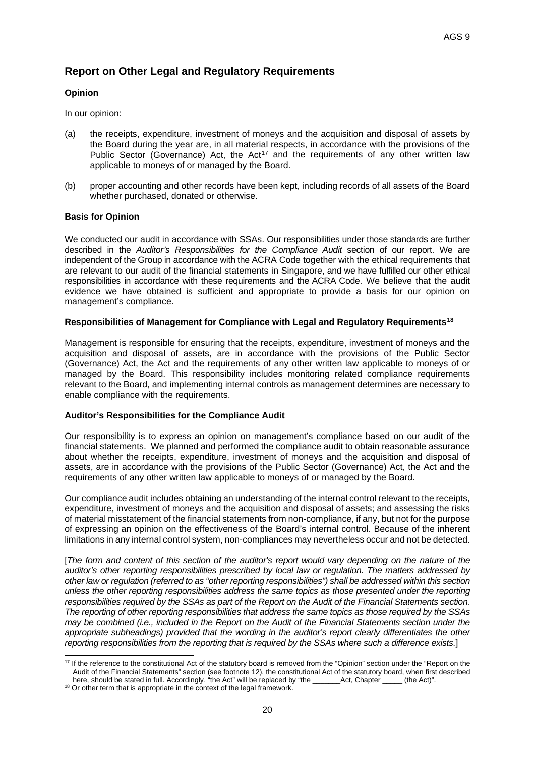## Report on Other Legal and Regulatory Requirements

### Opinion

In our opinion:

(a) the receipts, expenditure, investment of moneys and the acquisition and disposal of assets by the Board during the year are, in all material respects, in accordance with the provisions of the Public Sector (Governance) Act, the Act[17] and the requirements of any other written law applicable to moneys of or managed by the Board.

(b) proper accounting and other records have been kept, including records of all assets of the Board whether purchased, donated or otherwise.

### Basis for Opinion

We conducted our audit in accordance with SSAs. Our responsibilities under those standards are further described in the *Auditor's Responsibilities for the Compliance Audit* section of our report. We are independent of the Group in accordance with the ACRA Code together with the ethical requirements that are relevant to our audit of the financial statements in Singapore, and we have fulfilled our other ethical responsibilities in accordance with these requirements and the ACRA Code. We believe that the audit evidence we have obtained is sufficient and appropriate to provide a basis for our opinion on management's compliance.

### Responsibilities of Management for Compliance with Legal and Regulatory Requirements[18]

Management is responsible for ensuring that the receipts, expenditure, investment of moneys and the acquisition and disposal of assets, are in accordance with the provisions of the Public Sector (Governance) Act, the Act and the requirements of any other written law applicable to moneys of or managed by the Board. This responsibility includes monitoring related compliance requirements relevant to the Board, and implementing internal controls as management determines are necessary to enable compliance with the requirements.

### Auditor's Responsibilities for the Compliance Audit

Our responsibility is to express an opinion on management's compliance based on our audit of the financial statements. We planned and performed the compliance audit to obtain reasonable assurance about whether the receipts, expenditure, investment of moneys and the acquisition and disposal of assets, are in accordance with the provisions of the Public Sector (Governance) Act, the Act and the requirements of any other written law applicable to moneys of or managed by the Board.

Our compliance audit includes obtaining an understanding of the internal control relevant to the receipts, expenditure, investment of moneys and the acquisition and disposal of assets; and assessing the risks of material misstatement of the financial statements from non-compliance, if any, but not for the purpose of expressing an opinion on the effectiveness of the Board's internal control. Because of the inherent limitations in any internal control system, non-compliances may nevertheless occur and not be detected.

[*The form and content of this section of the auditor's report would vary depending on the nature of the auditor's other reporting responsibilities prescribed by local law or regulation. The matters addressed by other law or regulation (referred to as "other reporting responsibilities") shall be addressed within this section unless the other reporting responsibilities address the same topics as those presented under the reporting responsibilities required by the SSAs as part of the Report on the Audit of the Financial Statements section. The reporting of other reporting responsibilities that address the same topics as those required by the SSAs may be combined (i.e., included in the Report on the Audit of the Financial Statements section under the appropriate subheadings) provided that the wording in the auditor's report clearly differentiates the other reporting responsibilities from the reporting that is required by the SSAs where such a difference exists.*]

---

[17] If the reference to the constitutional Act of the statutory board is removed from the "Opinion" section under the "Report on the Audit of the Financial Statements" section (see footnote 12), the constitutional Act of the statutory board, when first described here, should be stated in full. Accordingly, "the Act" will be replaced by "the _______Act, Chapter _____ (the Act)".

[18] Or other term that is appropriate in the context of the legal framework.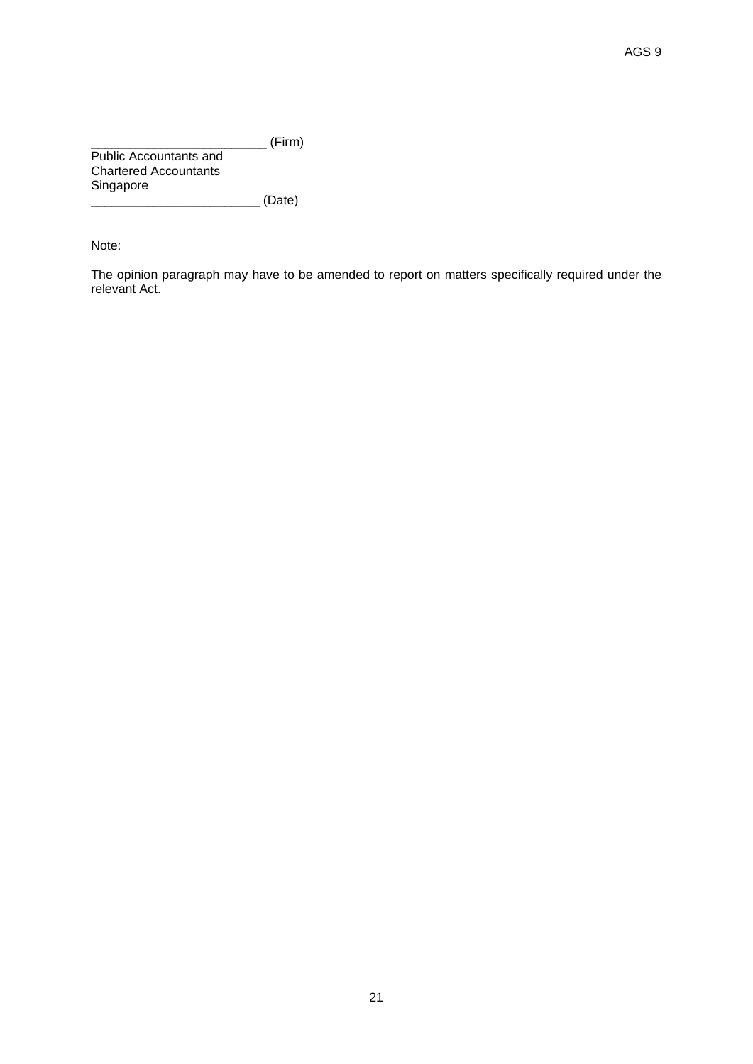________________________ (Firm)
Public Accountants and
Chartered Accountants
Singapore
_______________________ (Date)

---

Note:

The opinion paragraph may have to be amended to report on matters specifically required under the relevant Act.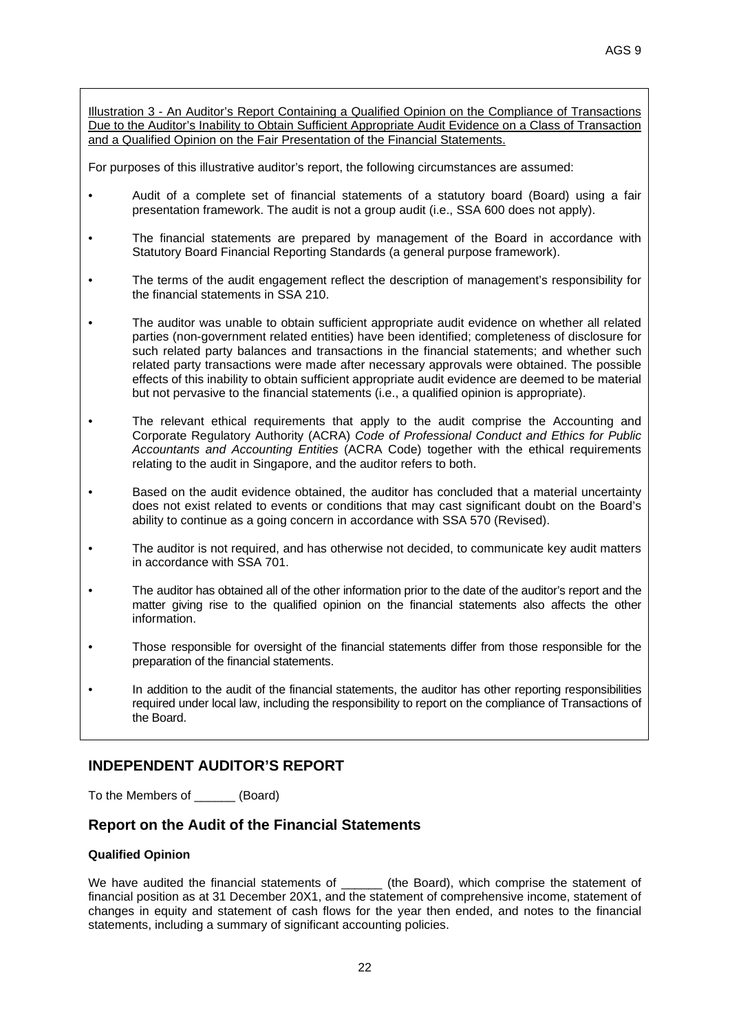Illustration 3 - An Auditor's Report Containing a Qualified Opinion on the Compliance of Transactions Due to the Auditor's Inability to Obtain Sufficient Appropriate Audit Evidence on a Class of Transaction and a Qualified Opinion on the Fair Presentation of the Financial Statements.

For purposes of this illustrative auditor's report, the following circumstances are assumed:

- Audit of a complete set of financial statements of a statutory board (Board) using a fair presentation framework. The audit is not a group audit (i.e., SSA 600 does not apply).
- The financial statements are prepared by management of the Board in accordance with Statutory Board Financial Reporting Standards (a general purpose framework).
- The terms of the audit engagement reflect the description of management's responsibility for the financial statements in SSA 210.
- The auditor was unable to obtain sufficient appropriate audit evidence on whether all related parties (non-government related entities) have been identified; completeness of disclosure for such related party balances and transactions in the financial statements; and whether such related party transactions were made after necessary approvals were obtained. The possible effects of this inability to obtain sufficient appropriate audit evidence are deemed to be material but not pervasive to the financial statements (i.e., a qualified opinion is appropriate).
- The relevant ethical requirements that apply to the audit comprise the Accounting and Corporate Regulatory Authority (ACRA) *Code of Professional Conduct and Ethics for Public Accountants and Accounting Entities* (ACRA Code) together with the ethical requirements relating to the audit in Singapore, and the auditor refers to both.
- Based on the audit evidence obtained, the auditor has concluded that a material uncertainty does not exist related to events or conditions that may cast significant doubt on the Board's ability to continue as a going concern in accordance with SSA 570 (Revised).
- The auditor is not required, and has otherwise not decided, to communicate key audit matters in accordance with SSA 701.
- The auditor has obtained all of the other information prior to the date of the auditor's report and the matter giving rise to the qualified opinion on the financial statements also affects the other information.
- Those responsible for oversight of the financial statements differ from those responsible for the preparation of the financial statements.
- In addition to the audit of the financial statements, the auditor has other reporting responsibilities required under local law, including the responsibility to report on the compliance of Transactions of the Board.

## INDEPENDENT AUDITOR'S REPORT

To the Members of ______ (Board)

## Report on the Audit of the Financial Statements

**Qualified Opinion**

We have audited the financial statements of ______ (the Board), which comprise the statement of financial position as at 31 December 20X1, and the statement of comprehensive income, statement of changes in equity and statement of cash flows for the year then ended, and notes to the financial statements, including a summary of significant accounting policies.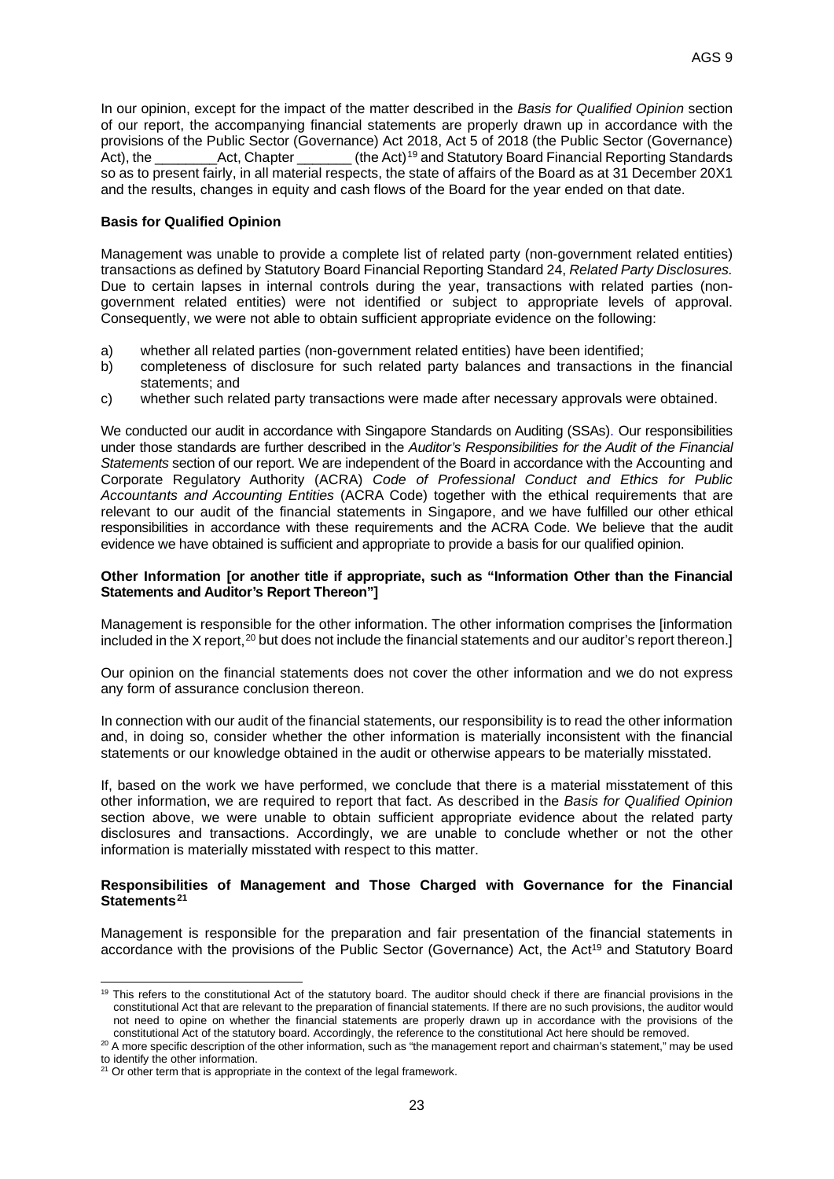In our opinion, except for the impact of the matter described in the *Basis for Qualified Opinion* section of our report, the accompanying financial statements are properly drawn up in accordance with the provisions of the Public Sector (Governance) Act 2018, Act 5 of 2018 (the Public Sector (Governance) Act), the ________Act, Chapter _______ (the Act)[19] and Statutory Board Financial Reporting Standards so as to present fairly, in all material respects, the state of affairs of the Board as at 31 December 20X1 and the results, changes in equity and cash flows of the Board for the year ended on that date.

**Basis for Qualified Opinion**

Management was unable to provide a complete list of related party (non-government related entities) transactions as defined by Statutory Board Financial Reporting Standard 24, *Related Party Disclosures.* Due to certain lapses in internal controls during the year, transactions with related parties (non-government related entities) were not identified or subject to appropriate levels of approval. Consequently, we were not able to obtain sufficient appropriate evidence on the following:

a) whether all related parties (non-government related entities) have been identified;
b) completeness of disclosure for such related party balances and transactions in the financial statements; and
c) whether such related party transactions were made after necessary approvals were obtained.

We conducted our audit in accordance with Singapore Standards on Auditing (SSAs). Our responsibilities under those standards are further described in the *Auditor's Responsibilities for the Audit of the Financial Statements* section of our report. We are independent of the Board in accordance with the Accounting and Corporate Regulatory Authority (ACRA) *Code of Professional Conduct and Ethics for Public Accountants and Accounting Entities* (ACRA Code) together with the ethical requirements that are relevant to our audit of the financial statements in Singapore, and we have fulfilled our other ethical responsibilities in accordance with these requirements and the ACRA Code. We believe that the audit evidence we have obtained is sufficient and appropriate to provide a basis for our qualified opinion.

**Other Information [or another title if appropriate, such as "Information Other than the Financial Statements and Auditor's Report Thereon"]**

Management is responsible for the other information. The other information comprises the [information included in the X report,[20] but does not include the financial statements and our auditor's report thereon.]

Our opinion on the financial statements does not cover the other information and we do not express any form of assurance conclusion thereon.

In connection with our audit of the financial statements, our responsibility is to read the other information and, in doing so, consider whether the other information is materially inconsistent with the financial statements or our knowledge obtained in the audit or otherwise appears to be materially misstated.

If, based on the work we have performed, we conclude that there is a material misstatement of this other information, we are required to report that fact. As described in the *Basis for Qualified Opinion* section above, we were unable to obtain sufficient appropriate evidence about the related party disclosures and transactions. Accordingly, we are unable to conclude whether or not the other information is materially misstated with respect to this matter.

**Responsibilities of Management and Those Charged with Governance for the Financial Statements[21]**

Management is responsible for the preparation and fair presentation of the financial statements in accordance with the provisions of the Public Sector (Governance) Act, the Act[19] and Statutory Board

---

[19] This refers to the constitutional Act of the statutory board. The auditor should check if there are financial provisions in the constitutional Act that are relevant to the preparation of financial statements. If there are no such provisions, the auditor would not need to opine on whether the financial statements are properly drawn up in accordance with the provisions of the constitutional Act of the statutory board. Accordingly, the reference to the constitutional Act here should be removed.

[20] A more specific description of the other information, such as "the management report and chairman's statement," may be used to identify the other information.

[21] Or other term that is appropriate in the context of the legal framework.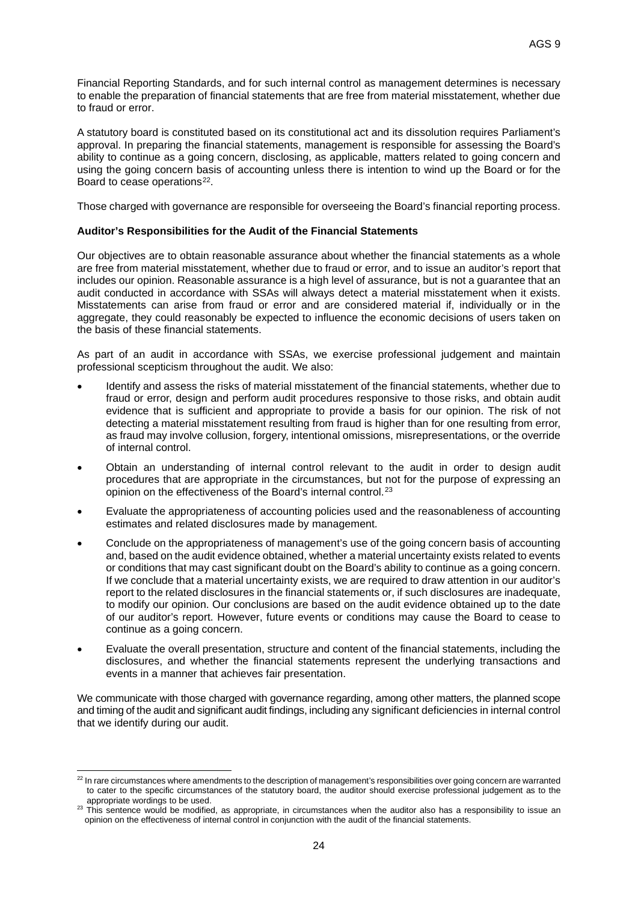Financial Reporting Standards, and for such internal control as management determines is necessary to enable the preparation of financial statements that are free from material misstatement, whether due to fraud or error.

A statutory board is constituted based on its constitutional act and its dissolution requires Parliament's approval. In preparing the financial statements, management is responsible for assessing the Board's ability to continue as a going concern, disclosing, as applicable, matters related to going concern and using the going concern basis of accounting unless there is intention to wind up the Board or for the Board to cease operations[22].

Those charged with governance are responsible for overseeing the Board's financial reporting process.

**Auditor's Responsibilities for the Audit of the Financial Statements**

Our objectives are to obtain reasonable assurance about whether the financial statements as a whole are free from material misstatement, whether due to fraud or error, and to issue an auditor's report that includes our opinion. Reasonable assurance is a high level of assurance, but is not a guarantee that an audit conducted in accordance with SSAs will always detect a material misstatement when it exists. Misstatements can arise from fraud or error and are considered material if, individually or in the aggregate, they could reasonably be expected to influence the economic decisions of users taken on the basis of these financial statements.

As part of an audit in accordance with SSAs, we exercise professional judgement and maintain professional scepticism throughout the audit. We also:

- Identify and assess the risks of material misstatement of the financial statements, whether due to fraud or error, design and perform audit procedures responsive to those risks, and obtain audit evidence that is sufficient and appropriate to provide a basis for our opinion. The risk of not detecting a material misstatement resulting from fraud is higher than for one resulting from error, as fraud may involve collusion, forgery, intentional omissions, misrepresentations, or the override of internal control.
- Obtain an understanding of internal control relevant to the audit in order to design audit procedures that are appropriate in the circumstances, but not for the purpose of expressing an opinion on the effectiveness of the Board's internal control.[23]
- Evaluate the appropriateness of accounting policies used and the reasonableness of accounting estimates and related disclosures made by management.
- Conclude on the appropriateness of management's use of the going concern basis of accounting and, based on the audit evidence obtained, whether a material uncertainty exists related to events or conditions that may cast significant doubt on the Board's ability to continue as a going concern. If we conclude that a material uncertainty exists, we are required to draw attention in our auditor's report to the related disclosures in the financial statements or, if such disclosures are inadequate, to modify our opinion. Our conclusions are based on the audit evidence obtained up to the date of our auditor's report. However, future events or conditions may cause the Board to cease to continue as a going concern.
- Evaluate the overall presentation, structure and content of the financial statements, including the disclosures, and whether the financial statements represent the underlying transactions and events in a manner that achieves fair presentation.

We communicate with those charged with governance regarding, among other matters, the planned scope and timing of the audit and significant audit findings, including any significant deficiencies in internal control that we identify during our audit.

---

[22] In rare circumstances where amendments to the description of management's responsibilities over going concern are warranted to cater to the specific circumstances of the statutory board, the auditor should exercise professional judgement as to the appropriate wordings to be used.

[23] This sentence would be modified, as appropriate, in circumstances when the auditor also has a responsibility to issue an opinion on the effectiveness of internal control in conjunction with the audit of the financial statements.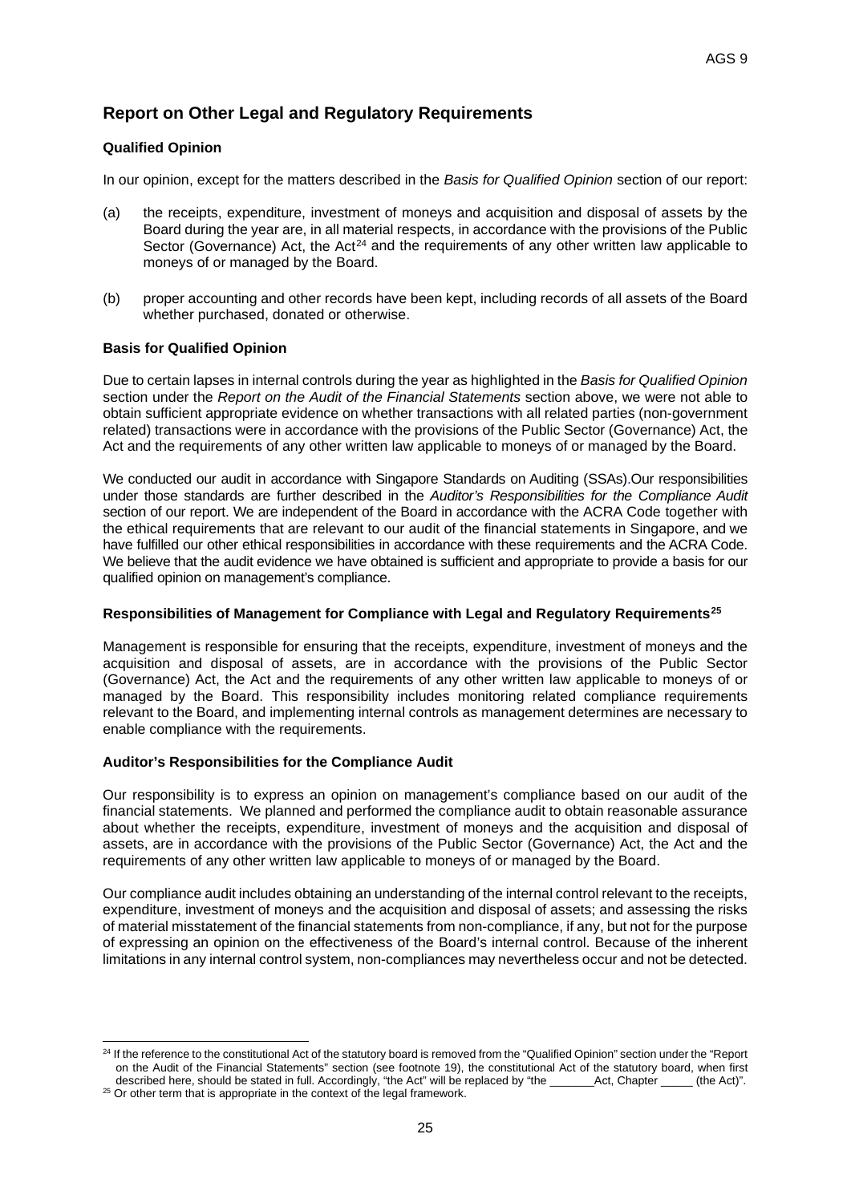## Report on Other Legal and Regulatory Requirements

### Qualified Opinion

In our opinion, except for the matters described in the *Basis for Qualified Opinion* section of our report:

(a) the receipts, expenditure, investment of moneys and acquisition and disposal of assets by the Board during the year are, in all material respects, in accordance with the provisions of the Public Sector (Governance) Act, the Act[24] and the requirements of any other written law applicable to moneys of or managed by the Board.

(b) proper accounting and other records have been kept, including records of all assets of the Board whether purchased, donated or otherwise.

### Basis for Qualified Opinion

Due to certain lapses in internal controls during the year as highlighted in the *Basis for Qualified Opinion* section under the *Report on the Audit of the Financial Statements* section above, we were not able to obtain sufficient appropriate evidence on whether transactions with all related parties (non-government related) transactions were in accordance with the provisions of the Public Sector (Governance) Act, the Act and the requirements of any other written law applicable to moneys of or managed by the Board.

We conducted our audit in accordance with Singapore Standards on Auditing (SSAs).Our responsibilities under those standards are further described in the *Auditor's Responsibilities for the Compliance Audit* section of our report. We are independent of the Board in accordance with the ACRA Code together with the ethical requirements that are relevant to our audit of the financial statements in Singapore, and we have fulfilled our other ethical responsibilities in accordance with these requirements and the ACRA Code. We believe that the audit evidence we have obtained is sufficient and appropriate to provide a basis for our qualified opinion on management's compliance.

### Responsibilities of Management for Compliance with Legal and Regulatory Requirements[25]

Management is responsible for ensuring that the receipts, expenditure, investment of moneys and the acquisition and disposal of assets, are in accordance with the provisions of the Public Sector (Governance) Act, the Act and the requirements of any other written law applicable to moneys of or managed by the Board. This responsibility includes monitoring related compliance requirements relevant to the Board, and implementing internal controls as management determines are necessary to enable compliance with the requirements.

### Auditor's Responsibilities for the Compliance Audit

Our responsibility is to express an opinion on management's compliance based on our audit of the financial statements. We planned and performed the compliance audit to obtain reasonable assurance about whether the receipts, expenditure, investment of moneys and the acquisition and disposal of assets, are in accordance with the provisions of the Public Sector (Governance) Act, the Act and the requirements of any other written law applicable to moneys of or managed by the Board.

Our compliance audit includes obtaining an understanding of the internal control relevant to the receipts, expenditure, investment of moneys and the acquisition and disposal of assets; and assessing the risks of material misstatement of the financial statements from non-compliance, if any, but not for the purpose of expressing an opinion on the effectiveness of the Board's internal control. Because of the inherent limitations in any internal control system, non-compliances may nevertheless occur and not be detected.

---

[24] If the reference to the constitutional Act of the statutory board is removed from the "Qualified Opinion" section under the "Report on the Audit of the Financial Statements" section (see footnote 19), the constitutional Act of the statutory board, when first described here, should be stated in full. Accordingly, "the Act" will be replaced by "the _______Act, Chapter _____ (the Act)".

[25] Or other term that is appropriate in the context of the legal framework.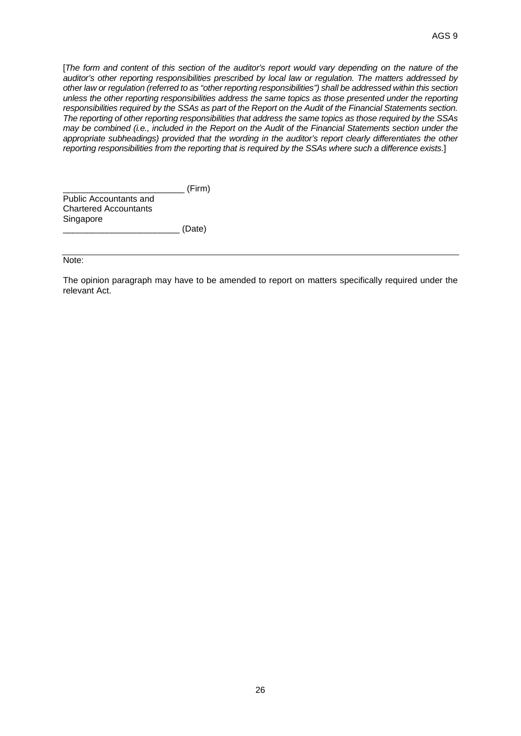[*The form and content of this section of the auditor's report would vary depending on the nature of the auditor's other reporting responsibilities prescribed by local law or regulation. The matters addressed by other law or regulation (referred to as "other reporting responsibilities") shall be addressed within this section unless the other reporting responsibilities address the same topics as those presented under the reporting responsibilities required by the SSAs as part of the Report on the Audit of the Financial Statements section. The reporting of other reporting responsibilities that address the same topics as those required by the SSAs may be combined (i.e., included in the Report on the Audit of the Financial Statements section under the appropriate subheadings) provided that the wording in the auditor's report clearly differentiates the other reporting responsibilities from the reporting that is required by the SSAs where such a difference exists.*]

_________________________ (Firm)
Public Accountants and
Chartered Accountants
Singapore
________________________ (Date)

---

Note:

The opinion paragraph may have to be amended to report on matters specifically required under the relevant Act.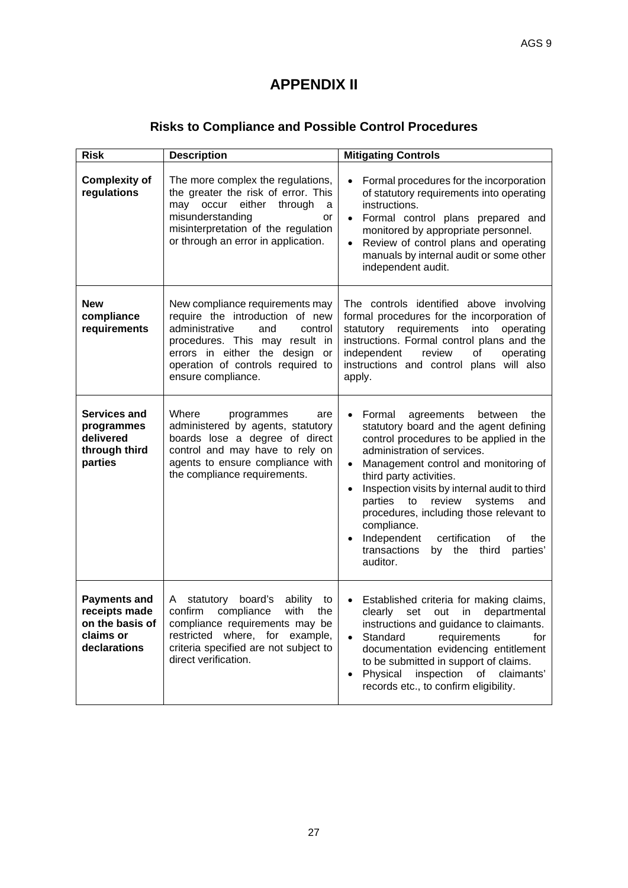# APPENDIX II

## Risks to Compliance and Possible Control Procedures

| Risk | Description | Mitigating Controls |
|---|---|---|
| **Complexity of regulations** | The more complex the regulations, the greater the risk of error. This may occur either through a misunderstanding or misinterpretation of the regulation or through an error in application. | • Formal procedures for the incorporation of statutory requirements into operating instructions.<br>• Formal control plans prepared and monitored by appropriate personnel.<br>• Review of control plans and operating manuals by internal audit or some other independent audit. |
| **New compliance requirements** | New compliance requirements may require the introduction of new administrative and control procedures. This may result in errors in either the design or operation of controls required to ensure compliance. | The controls identified above involving formal procedures for the incorporation of statutory requirements into operating instructions. Formal control plans and the independent review of operating instructions and control plans will also apply. |
| **Services and programmes delivered through third parties** | Where programmes are administered by agents, statutory boards lose a degree of direct control and may have to rely on agents to ensure compliance with the compliance requirements. | • Formal agreements between the statutory board and the agent defining control procedures to be applied in the administration of services.<br>• Management control and monitoring of third party activities.<br>• Inspection visits by internal audit to third parties to review systems and procedures, including those relevant to compliance.<br>• Independent certification of the transactions by the third parties' auditor. |
| **Payments and receipts made on the basis of claims or declarations** | A statutory board's ability to confirm compliance with the compliance requirements may be restricted where, for example, criteria specified are not subject to direct verification. | • Established criteria for making claims, clearly set out in departmental instructions and guidance to claimants.<br>• Standard requirements for documentation evidencing entitlement to be submitted in support of claims.<br>• Physical inspection of claimants' records etc., to confirm eligibility. |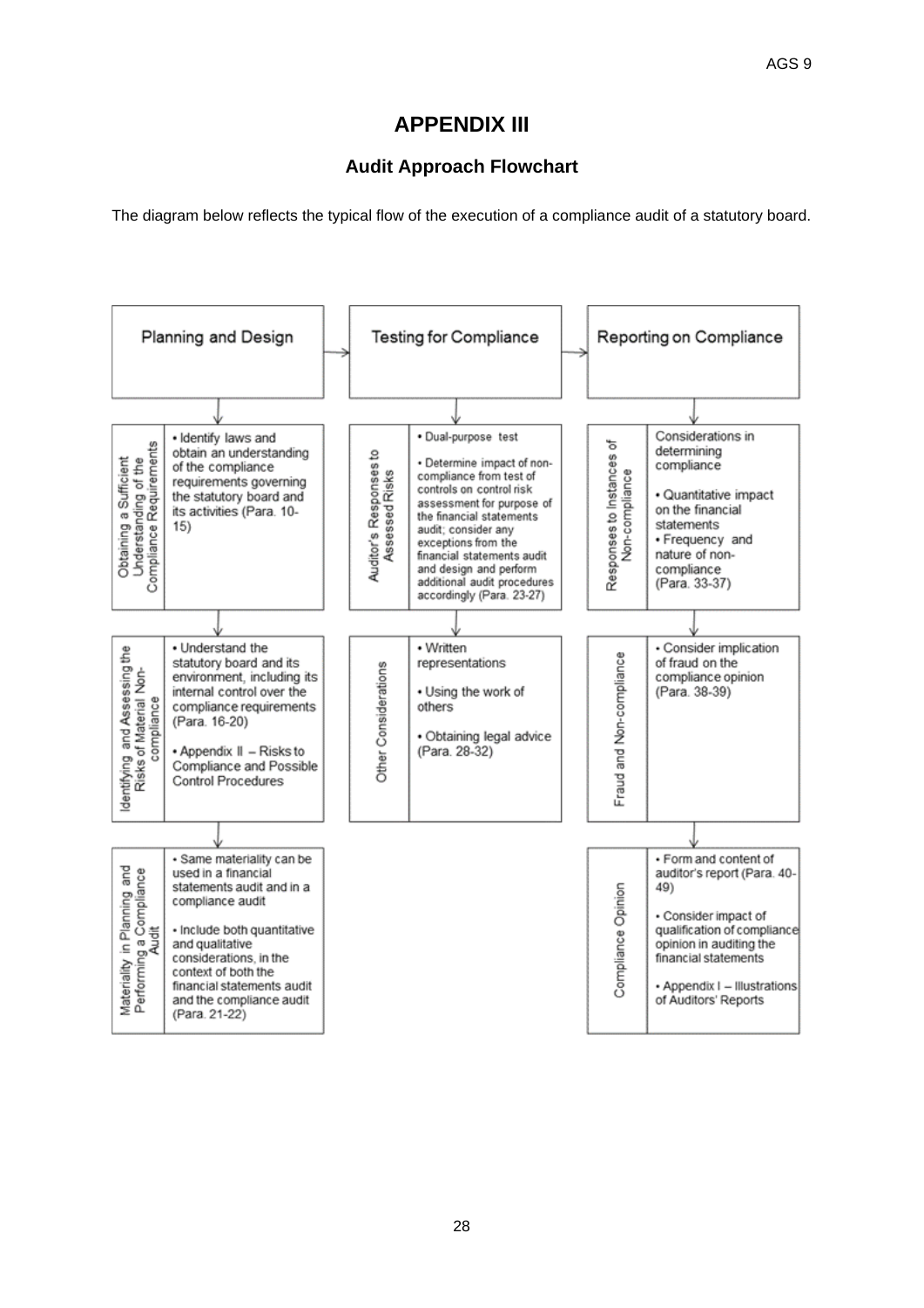# APPENDIX III

## Audit Approach Flowchart

The diagram below reflects the typical flow of the execution of a compliance audit of a statutory board.

Planning and Design

Testing for Compliance

Reporting on Compliance

Obtaining a Sufficient Understanding of the Compliance Requirements

- Identify laws and obtain an understanding of the compliance requirements governing the statutory board and its activities (Para. 10-15)

Identifying and Assessing the Risks of Material Non-compliance

- Understand the statutory board and its environment, including its internal control over the compliance requirements (Para. 16-20)
- Appendix II – Risks to Compliance and Possible Control Procedures

Materiality in Planning and Performing a Compliance Audit

- Same materiality can be used in a financial statements audit and in a compliance audit
- Include both quantitative and qualitative considerations, in the context of both the financial statements audit and the compliance audit (Para. 21-22)

Auditor's Responses to Assessed Risks

- Dual-purpose test
- Determine impact of non-compliance from test of controls on control risk assessment for purpose of the financial statements audit; consider any exceptions from the financial statements audit and design and perform additional audit procedures accordingly (Para. 23-27)

Other Considerations

- Written representations
- Using the work of others
- Obtaining legal advice (Para. 28-32)

Responses to Instances of Non-compliance

Considerations in determining compliance

- Quantitative impact on the financial statements
- Frequency and nature of non-compliance (Para. 33-37)

Fraud and Non-compliance

- Consider implication of fraud on the compliance opinion (Para. 38-39)

Compliance Opinion

- Form and content of auditor's report (Para. 40-49)
- Consider impact of qualification of compliance opinion in auditing the financial statements
- Appendix I – Illustrations of Auditors' Reports